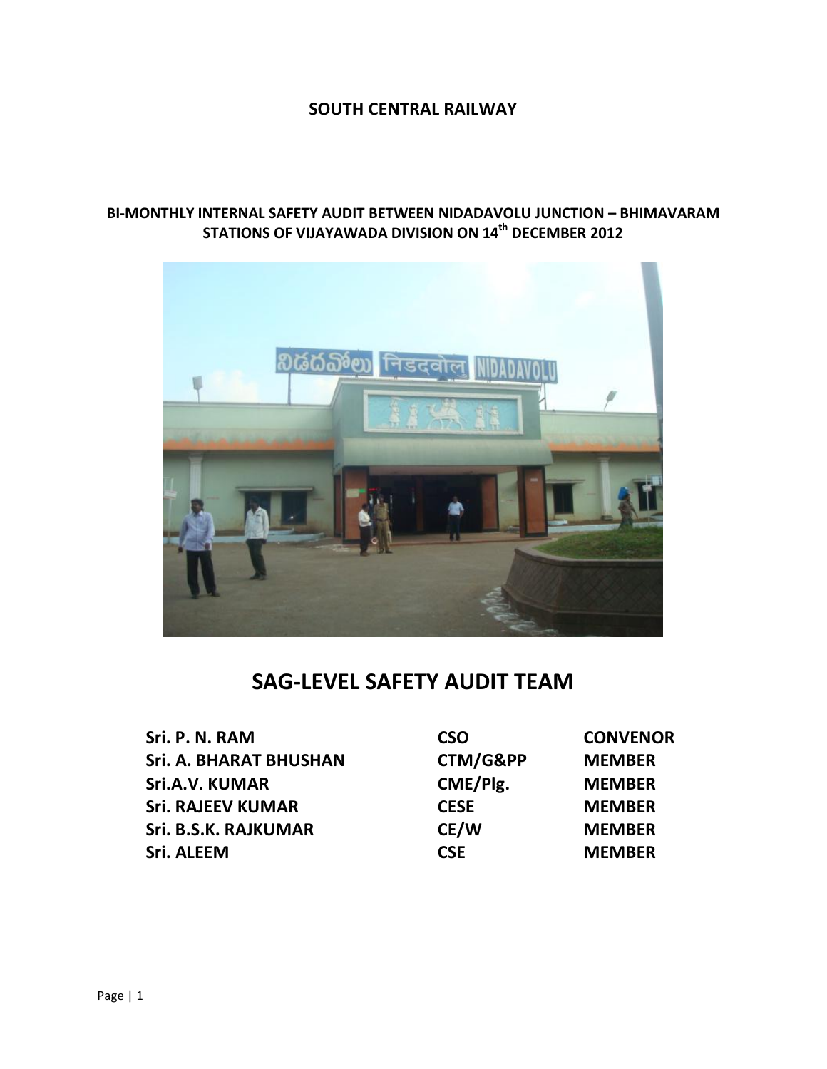**SOUTH CENTRAL RAILWAY**

**BI-MONTHLY INTERNAL SAFETY AUDIT BETWEEN NIDADAVOLU JUNCTION – BHIMAVARAM STATIONS OF VIJAYAWADA DIVISION ON 14th DECEMBER 2012**

# SAG-LEVEL SAFETY AUDIT TEAM

| | | |
|---|---|---|
| **Sri. P. N. RAM** | **CSO** | **CONVENOR** |
| **Sri. A. BHARAT BHUSHAN** | **CTM/G&PP** | **MEMBER** |
| **Sri.A.V. KUMAR** | **CME/Plg.** | **MEMBER** |
| **Sri. RAJEEV KUMAR** | **CESE** | **MEMBER** |
| **Sri. B.S.K. RAJKUMAR** | **CE/W** | **MEMBER** |
| **Sri. ALEEM** | **CSE** | **MEMBER** |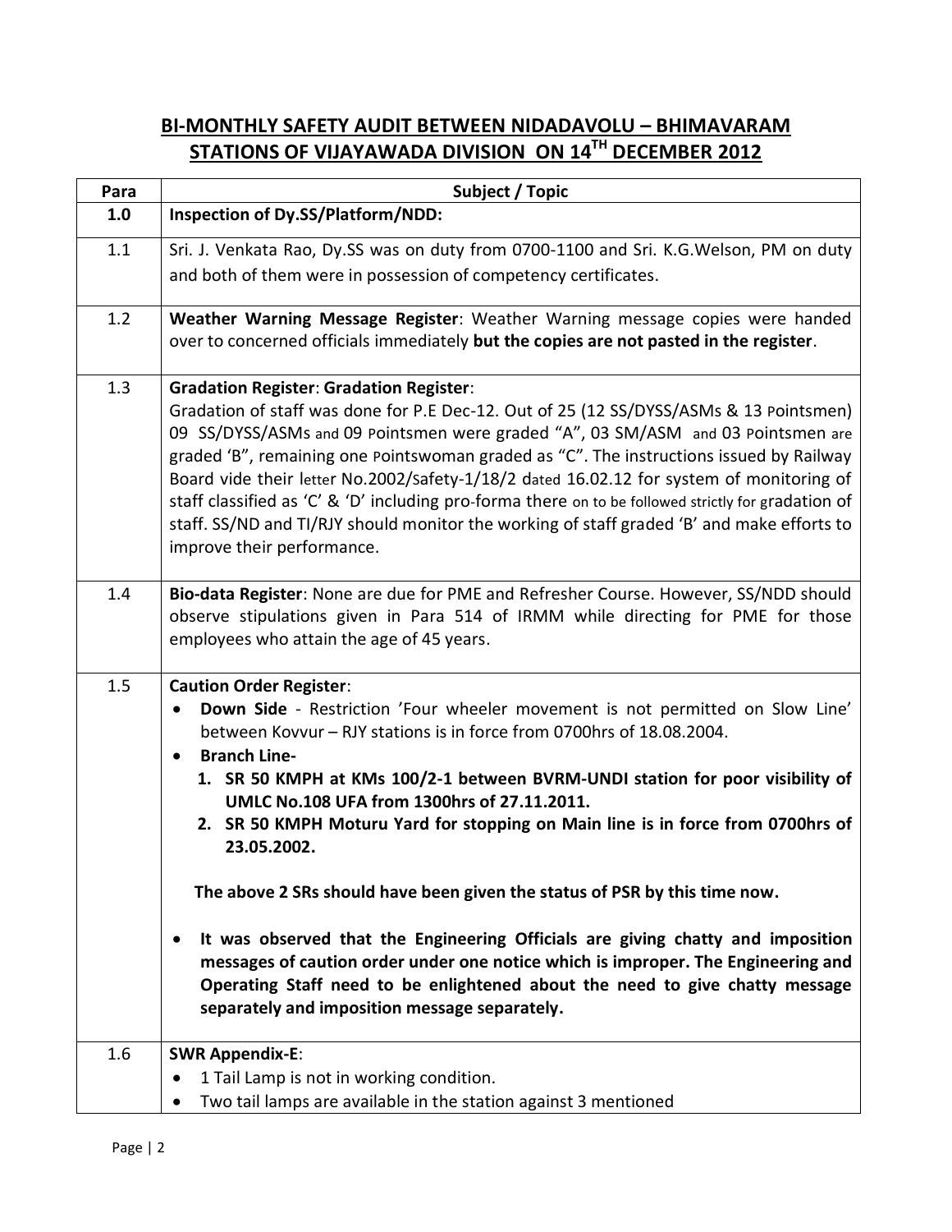## BI-MONTHLY SAFETY AUDIT BETWEEN NIDADAVOLU – BHIMAVARAM STATIONS OF VIJAYAWADA DIVISION ON 14TH DECEMBER 2012

| Para | Subject / Topic |
|---|---|
| **1.0** | **Inspection of Dy.SS/Platform/NDD:** |
| 1.1 | Sri. J. Venkata Rao, Dy.SS was on duty from 0700-1100 and Sri. K.G.Welson, PM on duty and both of them were in possession of competency certificates. |
| 1.2 | **Weather Warning Message Register**: Weather Warning message copies were handed over to concerned officials immediately **but the copies are not pasted in the register**. |
| 1.3 | **Gradation Register**: **Gradation Register**:<br>Gradation of staff was done for P.E Dec-12. Out of 25 (12 SS/DYSS/ASMs & 13 Pointsmen) 09 SS/DYSS/ASMs and 09 Pointsmen were graded "A", 03 SM/ASM and 03 Pointsmen are graded 'B", remaining one Pointswoman graded as "C". The instructions issued by Railway Board vide their letter No.2002/Safety-1/18/2 dated 16.02.12 for system of monitoring of staff classified as 'C' & 'D' including pro-forma there on to be followed strictly for gradation of staff. SS/ND and TI/RJY should monitor the working of staff graded 'B' and make efforts to improve their performance. |
| 1.4 | **Bio-data Register**: None are due for PME and Refresher Course. However, SS/NDD should observe stipulations given in Para 514 of IRMM while directing for PME for those employees who attain the age of 45 years. |
| 1.5 | **Caution Order Register**:<br>• **Down Side** - Restriction 'Four wheeler movement is not permitted on Slow Line' between Kovvur – RJY stations is in force from 0700hrs of 18.08.2004.<br>• **Branch Line-**<br>**1. SR 50 KMPH at KMs 100/2-1 between BVRM-UNDI station for poor visibility of UMLC No.108 UFA from 1300hrs of 27.11.2011.**<br>**2. SR 50 KMPH Moturu Yard for stopping on Main line is in force from 0700hrs of 23.05.2002.**<br><br>**The above 2 SRs should have been given the status of PSR by this time now.**<br><br>• **It was observed that the Engineering Officials are giving chatty and imposition messages of caution order under one notice which is improper. The Engineering and Operating Staff need to be enlightened about the need to give chatty message separately and imposition message separately.** |
| 1.6 | **SWR Appendix-E**:<br>• 1 Tail Lamp is not in working condition.<br>• Two tail lamps are available in the station against 3 mentioned |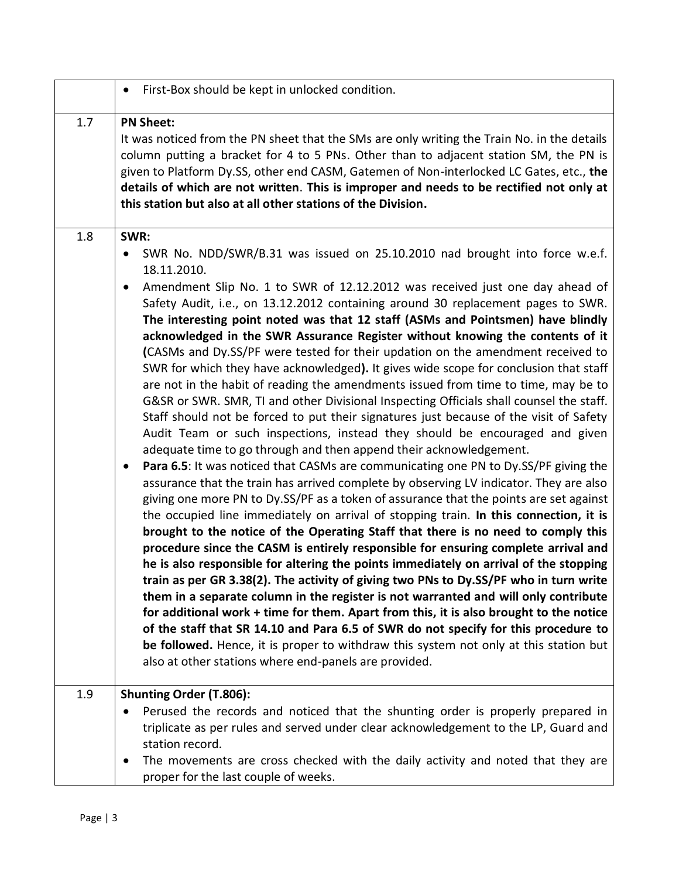| | |
|---|---|
| | • First-Box should be kept in unlocked condition. |
| 1.7 | **PN Sheet:**<br>It was noticed from the PN sheet that the SMs are only writing the Train No. in the details column putting a bracket for 4 to 5 PNs. Other than to adjacent station SM, the PN is given to Platform Dy.SS, other end CASM, Gatemen of Non-interlocked LC Gates, etc., **the details of which are not written**. **This is improper and needs to be rectified not only at this station but also at all other stations of the Division.** |
| 1.8 | **SWR:**<br>• SWR No. NDD/SWR/B.31 was issued on 25.10.2010 nad brought into force w.e.f. 18.11.2010.<br>• Amendment Slip No. 1 to SWR of 12.12.2012 was received just one day ahead of Safety Audit, i.e., on 13.12.2012 containing around 30 replacement pages to SWR. **The interesting point noted was that 12 staff (ASMs and Pointsmen) have blindly acknowledged in the SWR Assurance Register without knowing the contents of it (**CASMs and Dy.SS/PF were tested for their updation on the amendment received to SWR for which they have acknowledged**).** It gives wide scope for conclusion that staff are not in the habit of reading the amendments issued from time to time, may be to G&SR or SWR. SMR, TI and other Divisional Inspecting Officials shall counsel the staff. Staff should not be forced to put their signatures just because of the visit of Safety Audit Team or such inspections, instead they should be encouraged and given adequate time to go through and then append their acknowledgement.<br>• **Para 6.5**: It was noticed that CASMs are communicating one PN to Dy.SS/PF giving the assurance that the train has arrived complete by observing LV indicator. They are also giving one more PN to Dy.SS/PF as a token of assurance that the points are set against the occupied line immediately on arrival of stopping train. **In this connection, it is brought to the notice of the Operating Staff that there is no need to comply this procedure since the CASM is entirely responsible for ensuring complete arrival and he is also responsible for altering the points immediately on arrival of the stopping train as per GR 3.38(2). The activity of giving two PNs to Dy.SS/PF who in turn write them in a separate column in the register is not warranted and will only contribute for additional work + time for them. Apart from this, it is also brought to the notice of the staff that SR 14.10 and Para 6.5 of SWR do not specify for this procedure to be followed.** Hence, it is proper to withdraw this system not only at this station but also at other stations where end-panels are provided. |
| 1.9 | **Shunting Order (T.806):**<br>• Perused the records and noticed that the shunting order is properly prepared in triplicate as per rules and served under clear acknowledgement to the LP, Guard and station record.<br>• The movements are cross checked with the daily activity and noted that they are proper for the last couple of weeks. |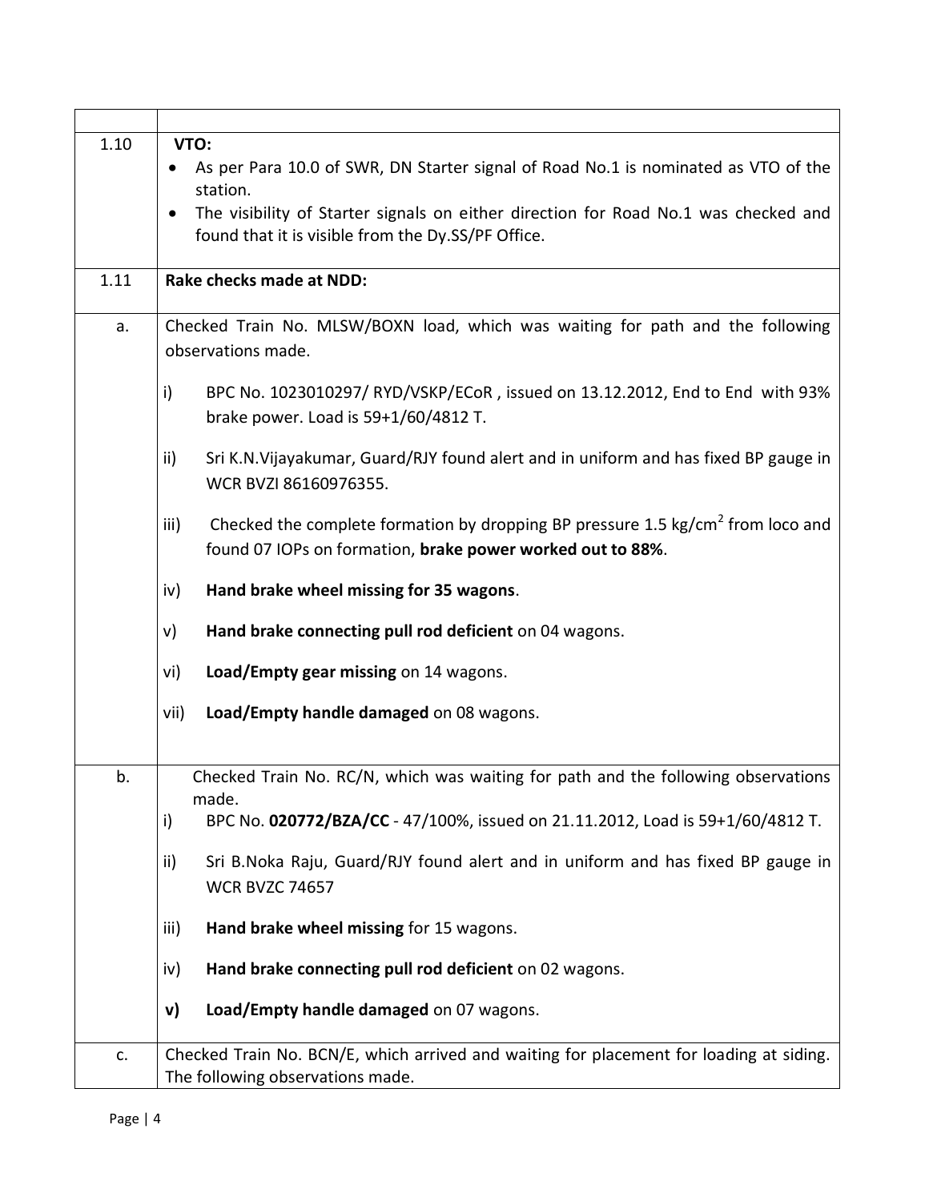| | |
|---|---|
| 1.10 | **VTO:**<br>• As per Para 10.0 of SWR, DN Starter signal of Road No.1 is nominated as VTO of the station.<br>• The visibility of Starter signals on either direction for Road No.1 was checked and found that it is visible from the Dy.SS/PF Office. |
| 1.11 | **Rake checks made at NDD:** |
| a. | Checked Train No. MLSW/BOXN load, which was waiting for path and the following observations made.<br>i) BPC No. 1023010297/ RYD/VSKP/ECoR , issued on 13.12.2012, End to End with 93% brake power. Load is 59+1/60/4812 T.<br>ii) Sri K.N.Vijayakumar, Guard/RJY found alert and in uniform and has fixed BP gauge in WCR BVZI 86160976355.<br>iii) Checked the complete formation by dropping BP pressure 1.5 kg/cm$^2$ from loco and found 07 IOPs on formation, **brake power worked out to 88%**.<br>iv) **Hand brake wheel missing for 35 wagons**.<br>v) **Hand brake connecting pull rod deficient** on 04 wagons.<br>vi) **Load/Empty gear missing** on 14 wagons.<br>vii) **Load/Empty handle damaged** on 08 wagons. |
| b. | Checked Train No. RC/N, which was waiting for path and the following observations made.<br>i) BPC No. **020772/BZA/CC** - 47/100%, issued on 21.11.2012, Load is 59+1/60/4812 T.<br>ii) Sri B.Noka Raju, Guard/RJY found alert and in uniform and has fixed BP gauge in WCR BVZC 74657<br>iii) **Hand brake wheel missing** for 15 wagons.<br>iv) **Hand brake connecting pull rod deficient** on 02 wagons.<br>**v) Load/Empty handle damaged** on 07 wagons. |
| c. | Checked Train No. BCN/E, which arrived and waiting for placement for loading at siding. The following observations made. |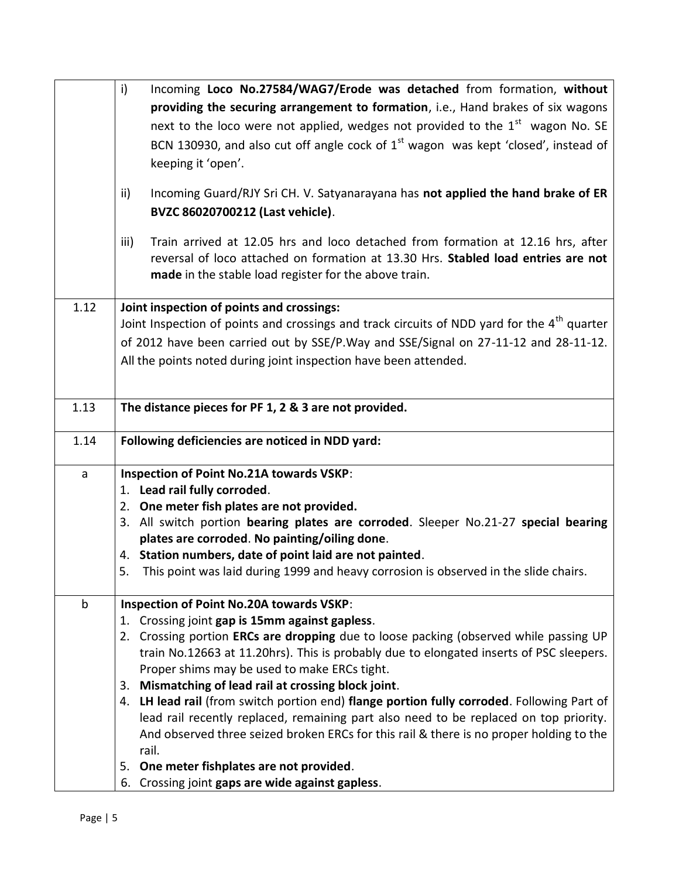| | |
|---|---|
| | i) Incoming **Loco No.27584/WAG7/Erode was detached** from formation, **without providing the securing arrangement to formation**, i.e., Hand brakes of six wagons next to the loco were not applied, wedges not provided to the 1st wagon No. SE BCN 130930, and also cut off angle cock of 1st wagon was kept 'closed', instead of keeping it 'open'.<br><br>ii) Incoming Guard/RJY Sri CH. V. Satyanarayana has **not applied the hand brake of ER BVZC 86020700212 (Last vehicle)**.<br><br>iii) Train arrived at 12.05 hrs and loco detached from formation at 12.16 hrs, after reversal of loco attached on formation at 13.30 Hrs. **Stabled load entries are not made** in the stable load register for the above train. |
| 1.12 | **Joint inspection of points and crossings:**<br>Joint Inspection of points and crossings and track circuits of NDD yard for the 4th quarter of 2012 have been carried out by SSE/P.Way and SSE/Signal on 27-11-12 and 28-11-12. All the points noted during joint inspection have been attended. |
| 1.13 | **The distance pieces for PF 1, 2 & 3 are not provided.** |
| 1.14 | **Following deficiencies are noticed in NDD yard:** |
| a | **Inspection of Point No.21A towards VSKP**:<br>1. **Lead rail fully corroded**.<br>2. **One meter fish plates are not provided.**<br>3. All switch portion **bearing plates are corroded**. Sleeper No.21-27 **special bearing plates are corroded**. **No painting/oiling done**.<br>4. **Station numbers, date of point laid are not painted**.<br>5. This point was laid during 1999 and heavy corrosion is observed in the slide chairs. |
| b | **Inspection of Point No.20A towards VSKP**:<br>1. Crossing joint **gap is 15mm against gapless**.<br>2. Crossing portion **ERCs are dropping** due to loose packing (observed while passing UP train No.12663 at 11.20hrs). This is probably due to elongated inserts of PSC sleepers. Proper shims may be used to make ERCs tight.<br>3. **Mismatching of lead rail at crossing block joint**.<br>4. **LH lead rail** (from switch portion end) **flange portion fully corroded**. Following Part of lead rail recently replaced, remaining part also need to be replaced on top priority. And observed three seized broken ERCs for this rail & there is no proper holding to the rail.<br>5. **One meter fishplates are not provided**.<br>6. Crossing joint **gaps are wide against gapless**. |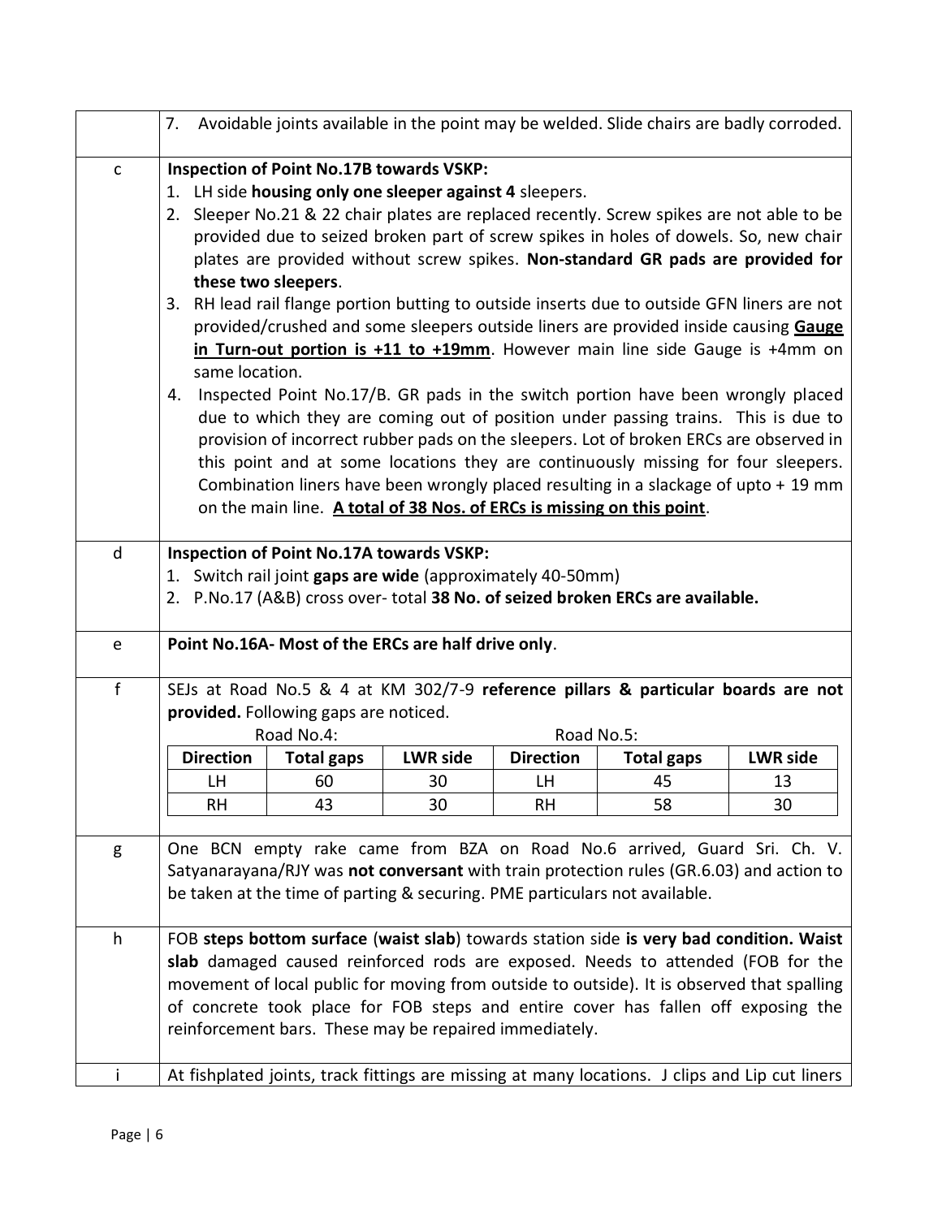| | |
|---|---|
| | 7. Avoidable joints available in the point may be welded. Slide chairs are badly corroded. |
| c | **Inspection of Point No.17B towards VSKP:**<br>1. LH side **housing only one sleeper against 4** sleepers.<br>2. Sleeper No.21 & 22 chair plates are replaced recently. Screw spikes are not able to be provided due to seized broken part of screw spikes in holes of dowels. So, new chair plates are provided without screw spikes. **Non-standard GR pads are provided for these two sleepers**.<br>3. RH lead rail flange portion butting to outside inserts due to outside GFN liners are not provided/crushed and some sleepers outside liners are provided inside causing **Gauge in Turn-out portion is +11 to +19mm**. However main line side Gauge is +4mm on same location.<br>4. Inspected Point No.17/B. GR pads in the switch portion have been wrongly placed due to which they are coming out of position under passing trains. This is due to provision of incorrect rubber pads on the sleepers. Lot of broken ERCs are observed in this point and at some locations they are continuously missing for four sleepers. Combination liners have been wrongly placed resulting in a slackage of upto + 19 mm on the main line. **A total of 38 Nos. of ERCs is missing on this point**. |
| d | **Inspection of Point No.17A towards VSKP:**<br>1. Switch rail joint **gaps are wide** (approximately 40-50mm)<br>2. P.No.17 (A&B) cross over- total **38 No. of seized broken ERCs are available.** |
| e | **Point No.16A- Most of the ERCs are half drive only**. |
| f | SEJs at Road No.5 & 4 at KM 302/7-9 **reference pillars & particular boards are not provided.** Following gaps are noticed. (see table below) |
| g | One BCN empty rake came from BZA on Road No.6 arrived, Guard Sri. Ch. V. Satyanarayana/RJY was **not conversant** with train protection rules (GR.6.03) and action to be taken at the time of parting & securing. PME particulars not available. |
| h | FOB **steps bottom surface** (**waist slab**) towards station side **is very bad condition. Waist slab** damaged caused reinforced rods are exposed. Needs to attended (FOB for the movement of local public for moving from outside to outside). It is observed that spalling of concrete took place for FOB steps and entire cover has fallen off exposing the reinforcement bars. These may be repaired immediately. |
| i | At fishplated joints, track fittings are missing at many locations. J clips and Lip cut liners |

| Road No.4: | | | Road No.5: | | |
|---|---|---|---|---|---|
| **Direction** | **Total gaps** | **LWR side** | **Direction** | **Total gaps** | **LWR side** |
| LH | 60 | 30 | LH | 45 | 13 |
| RH | 43 | 30 | RH | 58 | 30 |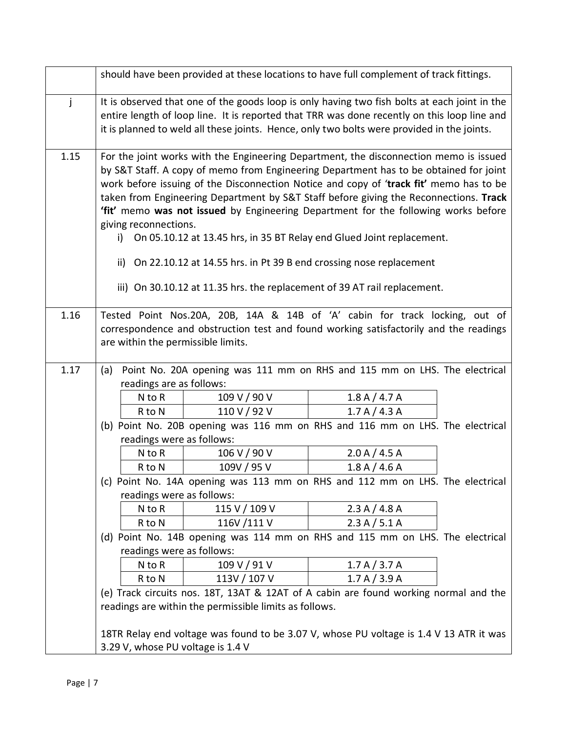| | |
|---|---|
| | should have been provided at these locations to have full complement of track fittings. |
| j | It is observed that one of the goods loop is only having two fish bolts at each joint in the entire length of loop line. It is reported that TRR was done recently on this loop line and it is planned to weld all these joints. Hence, only two bolts were provided in the joints. |
| 1.15 | For the joint works with the Engineering Department, the disconnection memo is issued by S&T Staff. A copy of memo from Engineering Department has to be obtained for joint work before issuing of the Disconnection Notice and copy of '**track fit**' memo has to be taken from Engineering Department by S&T Staff before giving the Reconnections. **Track 'fit'** memo **was not issued** by Engineering Department for the following works before giving reconnections.<br>i) On 05.10.12 at 13.45 hrs, in 35 BT Relay end Glued Joint replacement.<br>ii) On 22.10.12 at 14.55 hrs. in Pt 39 B end crossing nose replacement<br>iii) On 30.10.12 at 11.35 hrs. the replacement of 39 AT rail replacement. |
| 1.16 | Tested Point Nos.20A, 20B, 14A & 14B of 'A' cabin for track locking, out of correspondence and obstruction test and found working satisfactorily and the readings are within the permissible limits. |
| 1.17 | (a) Point No. 20A opening was 111 mm on RHS and 115 mm on LHS. The electrical readings are as follows:<br>N to R — 109 V / 90 V — 1.8 A / 4.7 A<br>R to N — 110 V / 92 V — 1.7 A / 4.3 A<br>(b) Point No. 20B opening was 116 mm on RHS and 116 mm on LHS. The electrical readings were as follows:<br>N to R — 106 V / 90 V — 2.0 A / 4.5 A<br>R to N — 109V / 95 V — 1.8 A / 4.6 A<br>(c) Point No. 14A opening was 113 mm on RHS and 112 mm on LHS. The electrical readings were as follows:<br>N to R — 115 V / 109 V — 2.3 A / 4.8 A<br>R to N — 116V /111 V — 2.3 A / 5.1 A<br>(d) Point No. 14B opening was 114 mm on RHS and 115 mm on LHS. The electrical readings were as follows:<br>N to R — 109 V / 91 V — 1.7 A / 3.7 A<br>R to N — 113V / 107 V — 1.7 A / 3.9 A<br>(e) Track circuits nos. 18T, 13AT & 12AT of A cabin are found working normal and the readings are within the permissible limits as follows.<br><br>18TR Relay end voltage was found to be 3.07 V, whose PU voltage is 1.4 V 13 ATR it was 3.29 V, whose PU voltage is 1.4 V |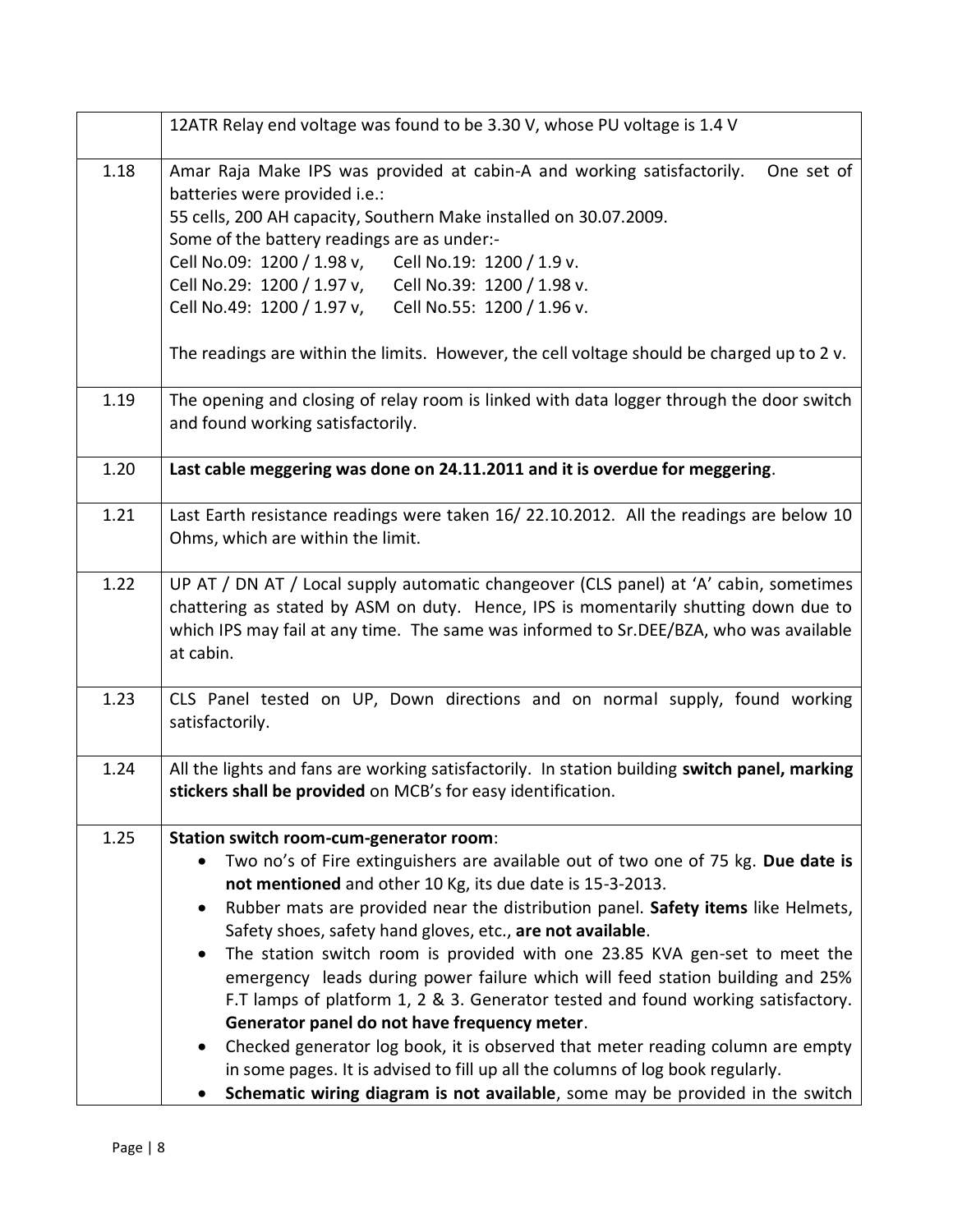| | |
|---|---|
| | 12ATR Relay end voltage was found to be 3.30 V, whose PU voltage is 1.4 V |
| 1.18 | Amar Raja Make IPS was provided at cabin-A and working satisfactorily. One set of batteries were provided i.e.:<br>55 cells, 200 AH capacity, Southern Make installed on 30.07.2009.<br>Some of the battery readings are as under:-<br>Cell No.09: 1200 / 1.98 v, Cell No.19: 1200 / 1.9 v.<br>Cell No.29: 1200 / 1.97 v, Cell No.39: 1200 / 1.98 v.<br>Cell No.49: 1200 / 1.97 v, Cell No.55: 1200 / 1.96 v.<br><br>The readings are within the limits. However, the cell voltage should be charged up to 2 v. |
| 1.19 | The opening and closing of relay room is linked with data logger through the door switch and found working satisfactorily. |
| 1.20 | **Last cable meggering was done on 24.11.2011 and it is overdue for meggering**. |
| 1.21 | Last Earth resistance readings were taken 16/ 22.10.2012. All the readings are below 10 Ohms, which are within the limit. |
| 1.22 | UP AT / DN AT / Local supply automatic changeover (CLS panel) at 'A' cabin, sometimes chattering as stated by ASM on duty. Hence, IPS is momentarily shutting down due to which IPS may fail at any time. The same was informed to Sr.DEE/BZA, who was available at cabin. |
| 1.23 | CLS Panel tested on UP, Down directions and on normal supply, found working satisfactorily. |
| 1.24 | All the lights and fans are working satisfactorily. In station building **switch panel, marking stickers shall be provided** on MCB's for easy identification. |
| 1.25 | **Station switch room-cum-generator room**:<br>• Two no's of Fire extinguishers are available out of two one of 75 kg. **Due date is not mentioned** and other 10 Kg, its due date is 15-3-2013.<br>• Rubber mats are provided near the distribution panel. **Safety items** like Helmets, Safety shoes, safety hand gloves, etc., **are not available**.<br>• The station switch room is provided with one 23.85 KVA gen-set to meet the emergency leads during power failure which will feed station building and 25% F.T lamps of platform 1, 2 & 3. Generator tested and found working satisfactory. **Generator panel do not have frequency meter**.<br>• Checked generator log book, it is observed that meter reading column are empty in some pages. It is advised to fill up all the columns of log book regularly.<br>• **Schematic wiring diagram is not available**, some may be provided in the switch |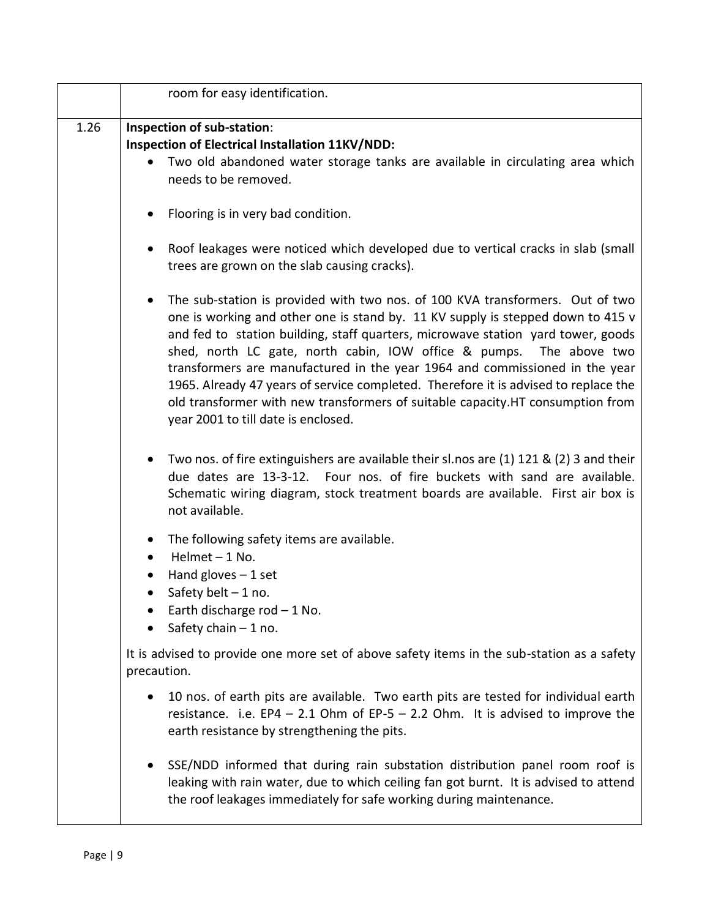| | |
|---|---|
| | room for easy identification. |
| 1.26 | **Inspection of sub-station**:<br>**Inspection of Electrical Installation 11KV/NDD:**<br>• Two old abandoned water storage tanks are available in circulating area which needs to be removed.<br>• Flooring is in very bad condition.<br>• Roof leakages were noticed which developed due to vertical cracks in slab (small trees are grown on the slab causing cracks).<br>• The sub-station is provided with two nos. of 100 KVA transformers. Out of two one is working and other one is stand by. 11 KV supply is stepped down to 415 v and fed to station building, staff quarters, microwave station yard tower, goods shed, north LC gate, north cabin, IOW office & pumps. The above two transformers are manufactured in the year 1964 and commissioned in the year 1965. Already 47 years of service completed. Therefore it is advised to replace the old transformer with new transformers of suitable capacity.HT consumption from year 2001 to till date is enclosed.<br>• Two nos. of fire extinguishers are available their sl.nos are (1) 121 & (2) 3 and their due dates are 13-3-12. Four nos. of fire buckets with sand are available. Schematic wiring diagram, stock treatment boards are available. First air box is not available.<br>• The following safety items are available.<br>• Helmet – 1 No.<br>• Hand gloves – 1 set<br>• Safety belt – 1 no.<br>• Earth discharge rod – 1 No.<br>• Safety chain – 1 no.<br>It is advised to provide one more set of above safety items in the sub-station as a safety precaution.<br>• 10 nos. of earth pits are available. Two earth pits are tested for individual earth resistance. i.e. EP4 – 2.1 Ohm of EP-5 – 2.2 Ohm. It is advised to improve the earth resistance by strengthening the pits.<br>• SSE/NDD informed that during rain substation distribution panel room roof is leaking with rain water, due to which ceiling fan got burnt. It is advised to attend the roof leakages immediately for safe working during maintenance. |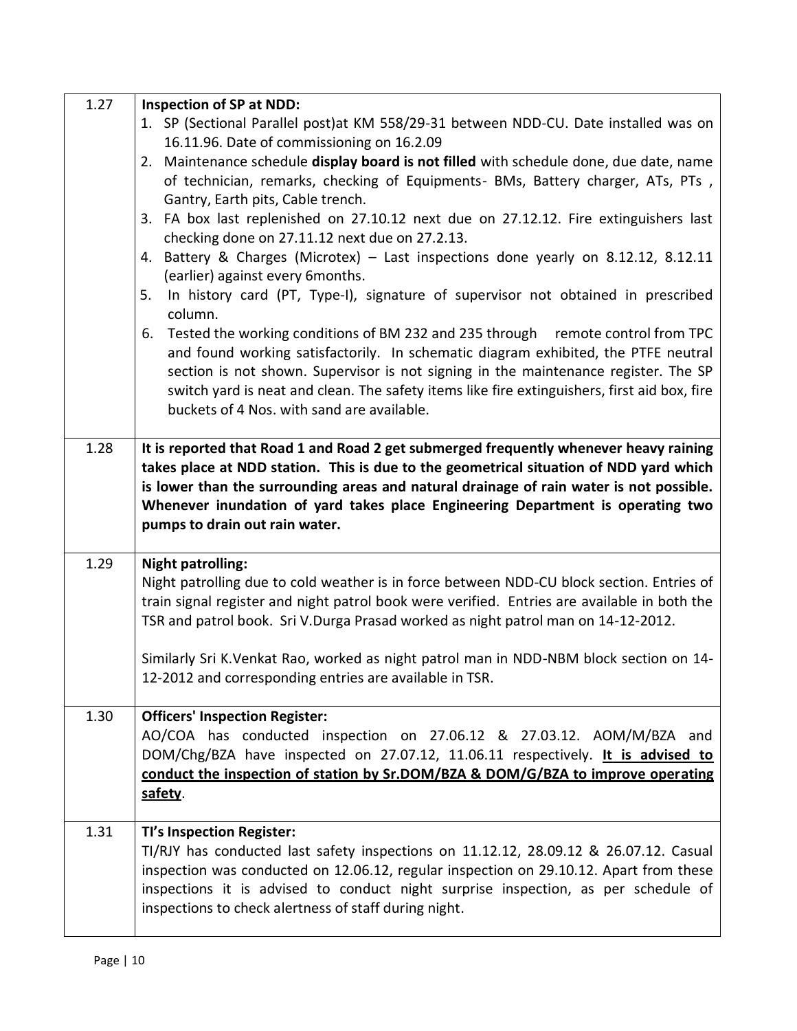| | |
|---|---|
| 1.27 | **Inspection of SP at NDD:**<br>1. SP (Sectional Parallel post)at KM 558/29-31 between NDD-CU. Date installed was on 16.11.96. Date of commissioning on 16.2.09<br>2. Maintenance schedule **display board is not filled** with schedule done, due date, name of technician, remarks, checking of Equipments- BMs, Battery charger, ATs, PTs , Gantry, Earth pits, Cable trench.<br>3. FA box last replenished on 27.10.12 next due on 27.12.12. Fire extinguishers last checking done on 27.11.12 next due on 27.2.13.<br>4. Battery & Charges (Microtex) – Last inspections done yearly on 8.12.12, 8.12.11 (earlier) against every 6months.<br>5. In history card (PT, Type-I), signature of supervisor not obtained in prescribed column.<br>6. Tested the working conditions of BM 232 and 235 through remote control from TPC and found working satisfactorily. In schematic diagram exhibited, the PTFE neutral section is not shown. Supervisor is not signing in the maintenance register. The SP switch yard is neat and clean. The safety items like fire extinguishers, first aid box, fire buckets of 4 Nos. with sand are available. |
| 1.28 | **It is reported that Road 1 and Road 2 get submerged frequently whenever heavy raining takes place at NDD station. This is due to the geometrical situation of NDD yard which is lower than the surrounding areas and natural drainage of rain water is not possible. Whenever inundation of yard takes place Engineering Department is operating two pumps to drain out rain water.** |
| 1.29 | **Night patrolling:**<br>Night patrolling due to cold weather is in force between NDD-CU block section. Entries of train signal register and night patrol book were verified. Entries are available in both the TSR and patrol book. Sri V.Durga Prasad worked as night patrol man on 14-12-2012.<br><br>Similarly Sri K.Venkat Rao, worked as night patrol man in NDD-NBM block section on 14-12-2012 and corresponding entries are available in TSR. |
| 1.30 | **Officers' Inspection Register:**<br>AO/COA has conducted inspection on 27.06.12 & 27.03.12. AOM/M/BZA and DOM/Chg/BZA have inspected on 27.07.12, 11.06.11 respectively. **<u>It is advised to conduct the inspection of station by Sr.DOM/BZA & DOM/G/BZA to improve operating safety</u>**. |
| 1.31 | **TI's Inspection Register:**<br>TI/RJY has conducted last safety inspections on 11.12.12, 28.09.12 & 26.07.12. Casual inspection was conducted on 12.06.12, regular inspection on 29.10.12. Apart from these inspections it is advised to conduct night surprise inspection, as per schedule of inspections to check alertness of staff during night. |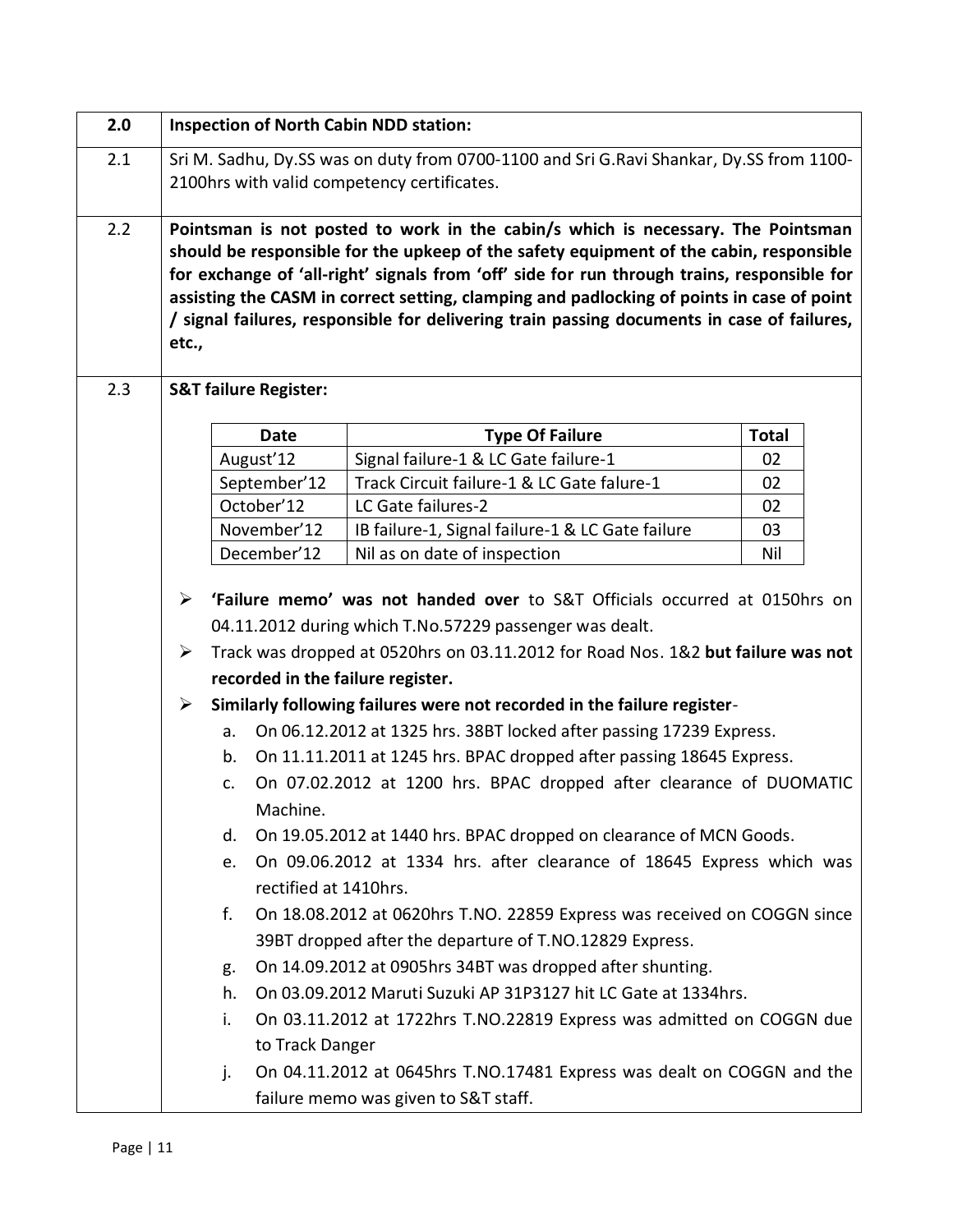| 2.0 | **Inspection of North Cabin NDD station:** |
|---|---|
| 2.1 | Sri M. Sadhu, Dy.SS was on duty from 0700-1100 and Sri G.Ravi Shankar, Dy.SS from 1100-2100hrs with valid competency certificates. |
| 2.2 | **Pointsman is not posted to work in the cabin/s which is necessary. The Pointsman should be responsible for the upkeep of the safety equipment of the cabin, responsible for exchange of 'all-right' signals from 'off' side for run through trains, responsible for assisting the CASM in correct setting, clamping and padlocking of points in case of point / signal failures, responsible for delivering train passing documents in case of failures, etc.,** |
| 2.3 | **S&T failure Register:** |

| Date | Type Of Failure | Total |
|---|---|---|
| August'12 | Signal failure-1 & LC Gate failure-1 | 02 |
| September'12 | Track Circuit failure-1 & LC Gate falure-1 | 02 |
| October'12 | LC Gate failures-2 | 02 |
| November'12 | IB failure-1, Signal failure-1 & LC Gate failure | 03 |
| December'12 | Nil as on date of inspection | Nil |

- **'Failure memo' was not handed over** to S&T Officials occurred at 0150hrs on 04.11.2012 during which T.No.57229 passenger was dealt.
- Track was dropped at 0520hrs on 03.11.2012 for Road Nos. 1&2 **but failure was not recorded in the failure register.**
- **Similarly following failures were not recorded in the failure register**-
  a. On 06.12.2012 at 1325 hrs. 38BT locked after passing 17239 Express.
  b. On 11.11.2011 at 1245 hrs. BPAC dropped after passing 18645 Express.
  c. On 07.02.2012 at 1200 hrs. BPAC dropped after clearance of DUOMATIC Machine.
  d. On 19.05.2012 at 1440 hrs. BPAC dropped on clearance of MCN Goods.
  e. On 09.06.2012 at 1334 hrs. after clearance of 18645 Express which was rectified at 1410hrs.
  f. On 18.08.2012 at 0620hrs T.NO. 22859 Express was received on COGGN since 39BT dropped after the departure of T.NO.12829 Express.
  g. On 14.09.2012 at 0905hrs 34BT was dropped after shunting.
  h. On 03.09.2012 Maruti Suzuki AP 31P3127 hit LC Gate at 1334hrs.
  i. On 03.11.2012 at 1722hrs T.NO.22819 Express was admitted on COGGN due to Track Danger
  j. On 04.11.2012 at 0645hrs T.NO.17481 Express was dealt on COGGN and the failure memo was given to S&T staff.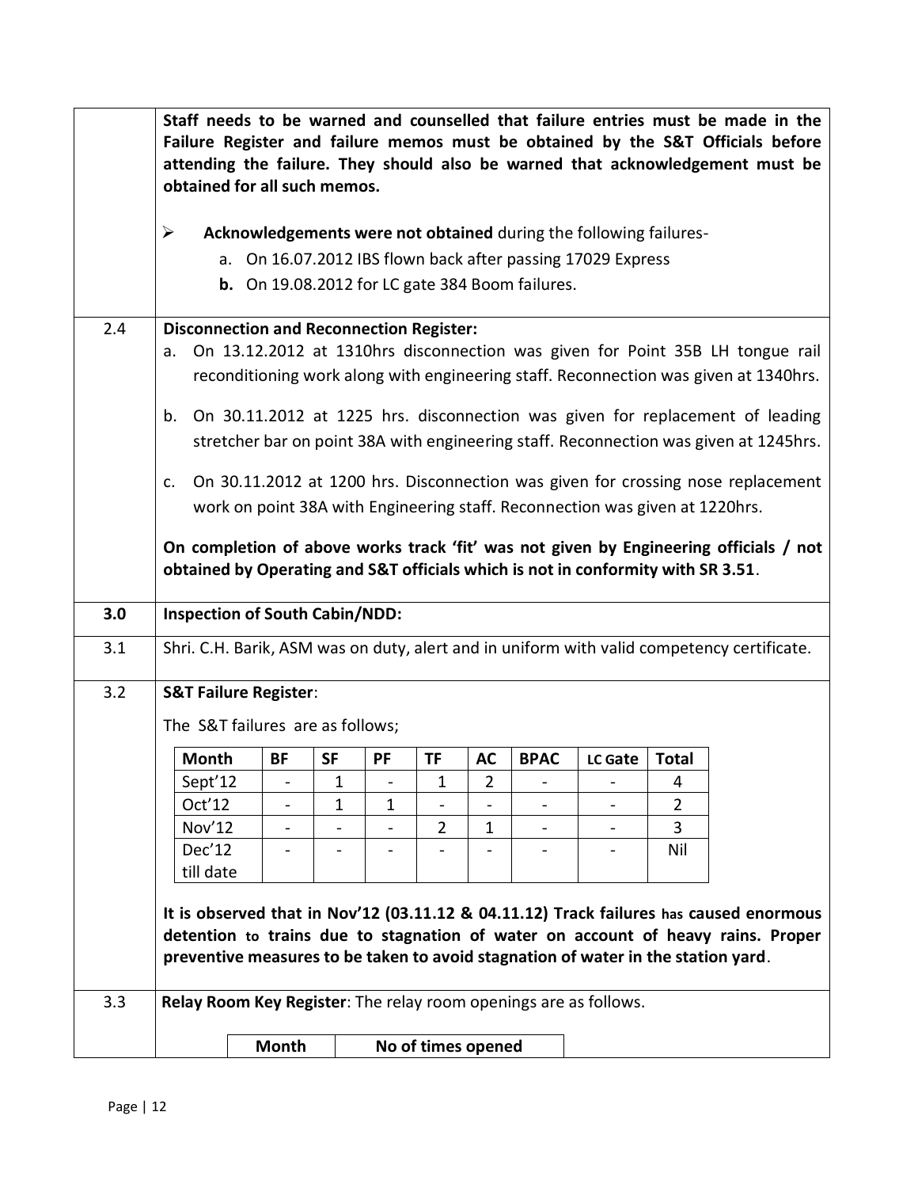**Staff needs to be warned and counselled that failure entries must be made in the Failure Register and failure memos must be obtained by the S&T Officials before attending the failure. They should also be warned that acknowledgement must be obtained for all such memos.**

- **Acknowledgements were not obtained** during the following failures-
  - a. On 16.07.2012 IBS flown back after passing 17029 Express
  - **b.** On 19.08.2012 for LC gate 384 Boom failures.

**2.4 Disconnection and Reconnection Register:**

a. On 13.12.2012 at 1310hrs disconnection was given for Point 35B LH tongue rail reconditioning work along with engineering staff. Reconnection was given at 1340hrs.

b. On 30.11.2012 at 1225 hrs. disconnection was given for replacement of leading stretcher bar on point 38A with engineering staff. Reconnection was given at 1245hrs.

c. On 30.11.2012 at 1200 hrs. Disconnection was given for crossing nose replacement work on point 38A with Engineering staff. Reconnection was given at 1220hrs.

**On completion of above works track 'fit' was not given by Engineering officials / not obtained by Operating and S&T officials which is not in conformity with SR 3.51**.

## 3.0 Inspection of South Cabin/NDD:

3.1 Shri. C.H. Barik, ASM was on duty, alert and in uniform with valid competency certificate.

**3.2 S&T Failure Register**:

The S&T failures are as follows;

| Month | BF | SF | PF | TF | AC | BPAC | LC Gate | Total |
|---|---|---|---|---|---|---|---|---|
| Sept'12 | - | 1 | - | 1 | 2 | - | - | 4 |
| Oct'12 | - | 1 | 1 | - | - | - | - | 2 |
| Nov'12 | - | - | - | 2 | 1 | - | - | 3 |
| Dec'12 till date | - | - | - | - | - | - | - | Nil |

**It is observed that in Nov'12 (03.11.12 & 04.11.12) Track failures has caused enormous detention to trains due to stagnation of water on account of heavy rains. Proper preventive measures to be taken to avoid stagnation of water in the station yard**.

3.3 **Relay Room Key Register**: The relay room openings are as follows.

| Month | No of times opened |
|---|---|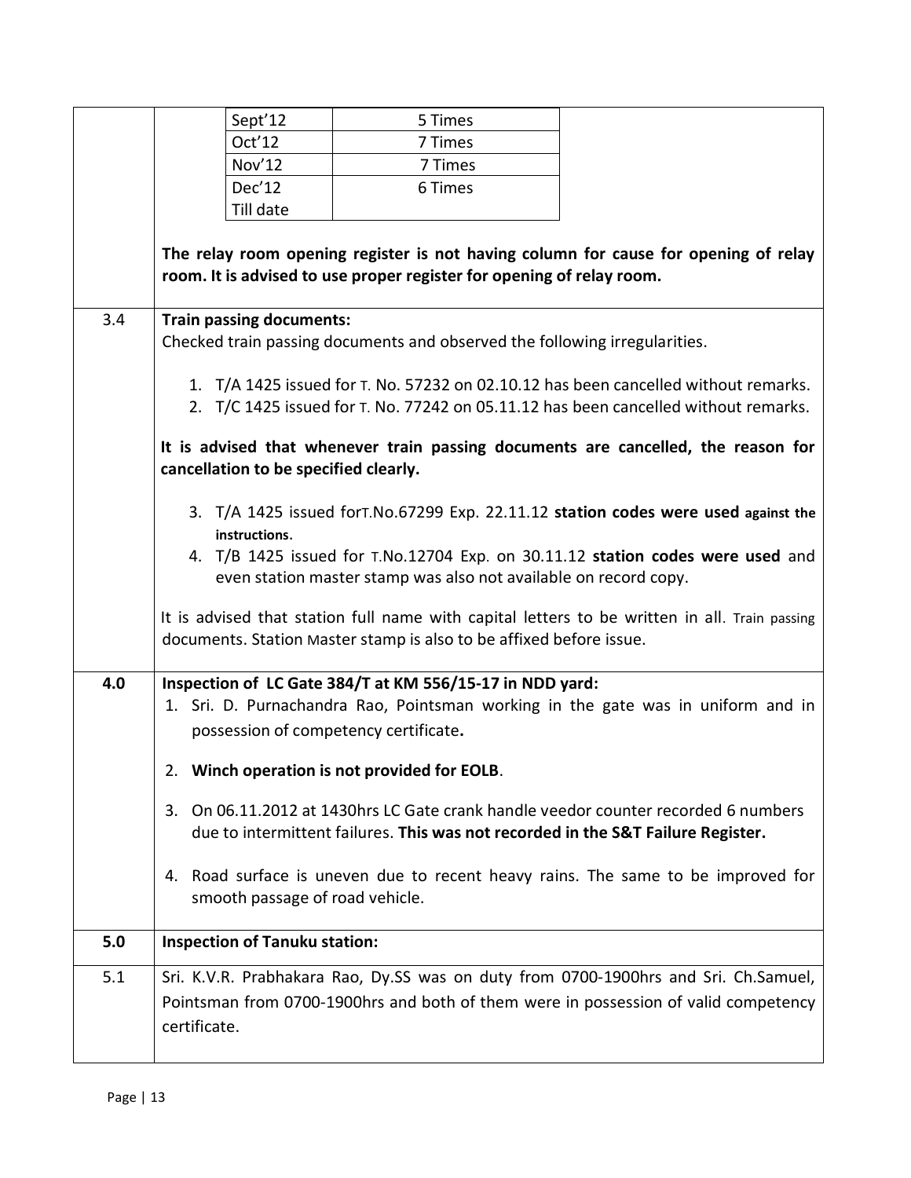| | |
|---|---|
| | <table><tr><td>Sept'12</td><td>5 Times</td></tr><tr><td>Oct'12</td><td>7 Times</td></tr><tr><td>Nov'12</td><td>7 Times</td></tr><tr><td>Dec'12 Till date</td><td>6 Times</td></tr></table> **The relay room opening register is not having column for cause for opening of relay room. It is advised to use proper register for opening of relay room.** |
| 3.4 | **Train passing documents:** Checked train passing documents and observed the following irregularities.<br>1. T/A 1425 issued for T. No. 57232 on 02.10.12 has been cancelled without remarks.<br>2. T/C 1425 issued for T. No. 77242 on 05.11.12 has been cancelled without remarks.<br>**It is advised that whenever train passing documents are cancelled, the reason for cancellation to be specified clearly.**<br>3. T/A 1425 issued forT.No.67299 Exp. 22.11.12 **station codes were used against the instructions.**<br>4. T/B 1425 issued for T.No.12704 Exp. on 30.11.12 **station codes were used** and even station master stamp was also not available on record copy.<br>It is advised that station full name with capital letters to be written in all. Train passing documents. Station Master stamp is also to be affixed before issue. |
| **4.0** | **Inspection of LC Gate 384/T at KM 556/15-17 in NDD yard:**<br>1. Sri. D. Purnachandra Rao, Pointsman working in the gate was in uniform and in possession of competency certificate**.**<br>2. **Winch operation is not provided for EOLB**.<br>3. On 06.11.2012 at 1430hrs LC Gate crank handle veedor counter recorded 6 numbers due to intermittent failures. **This was not recorded in the S&T Failure Register.**<br>4. Road surface is uneven due to recent heavy rains. The same to be improved for smooth passage of road vehicle. |
| **5.0** | **Inspection of Tanuku station:** |
| 5.1 | Sri. K.V.R. Prabhakara Rao, Dy.SS was on duty from 0700-1900hrs and Sri. Ch.Samuel, Pointsman from 0700-1900hrs and both of them were in possession of valid competency certificate. |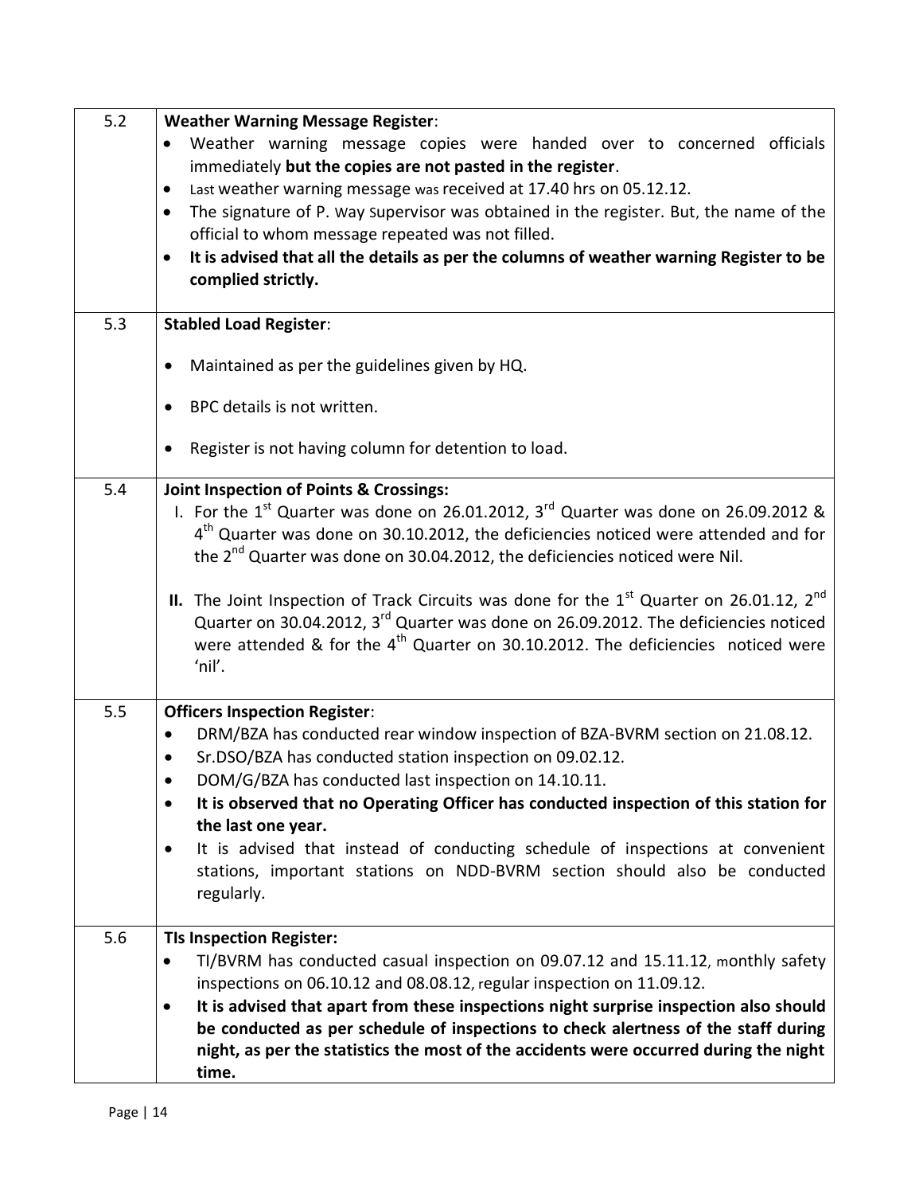| | |
|---|---|
| 5.2 | **Weather Warning Message Register**:<br>• Weather warning message copies were handed over to concerned officials immediately **but the copies are not pasted in the register**.<br>• Last weather warning message was received at 17.40 hrs on 05.12.12.<br>• The signature of P. Way Supervisor was obtained in the register. But, the name of the official to whom message repeated was not filled.<br>• **It is advised that all the details as per the columns of weather warning Register to be complied strictly.** |
| 5.3 | **Stabled Load Register**:<br>• Maintained as per the guidelines given by HQ.<br>• BPC details is not written.<br>• Register is not having column for detention to load. |
| 5.4 | **Joint Inspection of Points & Crossings:**<br>I. For the 1st Quarter was done on 26.01.2012, 3rd Quarter was done on 26.09.2012 & 4th Quarter was done on 30.10.2012, the deficiencies noticed were attended and for the 2nd Quarter was done on 30.04.2012, the deficiencies noticed were Nil.<br>**II.** The Joint Inspection of Track Circuits was done for the 1st Quarter on 26.01.12, 2nd Quarter on 30.04.2012, 3rd Quarter was done on 26.09.2012. The deficiencies noticed were attended & for the 4th Quarter on 30.10.2012. The deficiencies noticed were 'nil'. |
| 5.5 | **Officers Inspection Register**:<br>• DRM/BZA has conducted rear window inspection of BZA-BVRM section on 21.08.12.<br>• Sr.DSO/BZA has conducted station inspection on 09.02.12.<br>• DOM/G/BZA has conducted last inspection on 14.10.11.<br>• **It is observed that no Operating Officer has conducted inspection of this station for the last one year.**<br>• It is advised that instead of conducting schedule of inspections at convenient stations, important stations on NDD-BVRM section should also be conducted regularly. |
| 5.6 | **TIs Inspection Register:**<br>• TI/BVRM has conducted casual inspection on 09.07.12 and 15.11.12, monthly safety inspections on 06.10.12 and 08.08.12, regular inspection on 11.09.12.<br>• **It is advised that apart from these inspections night surprise inspection also should be conducted as per schedule of inspections to check alertness of the staff during night, as per the statistics the most of the accidents were occurred during the night time.** |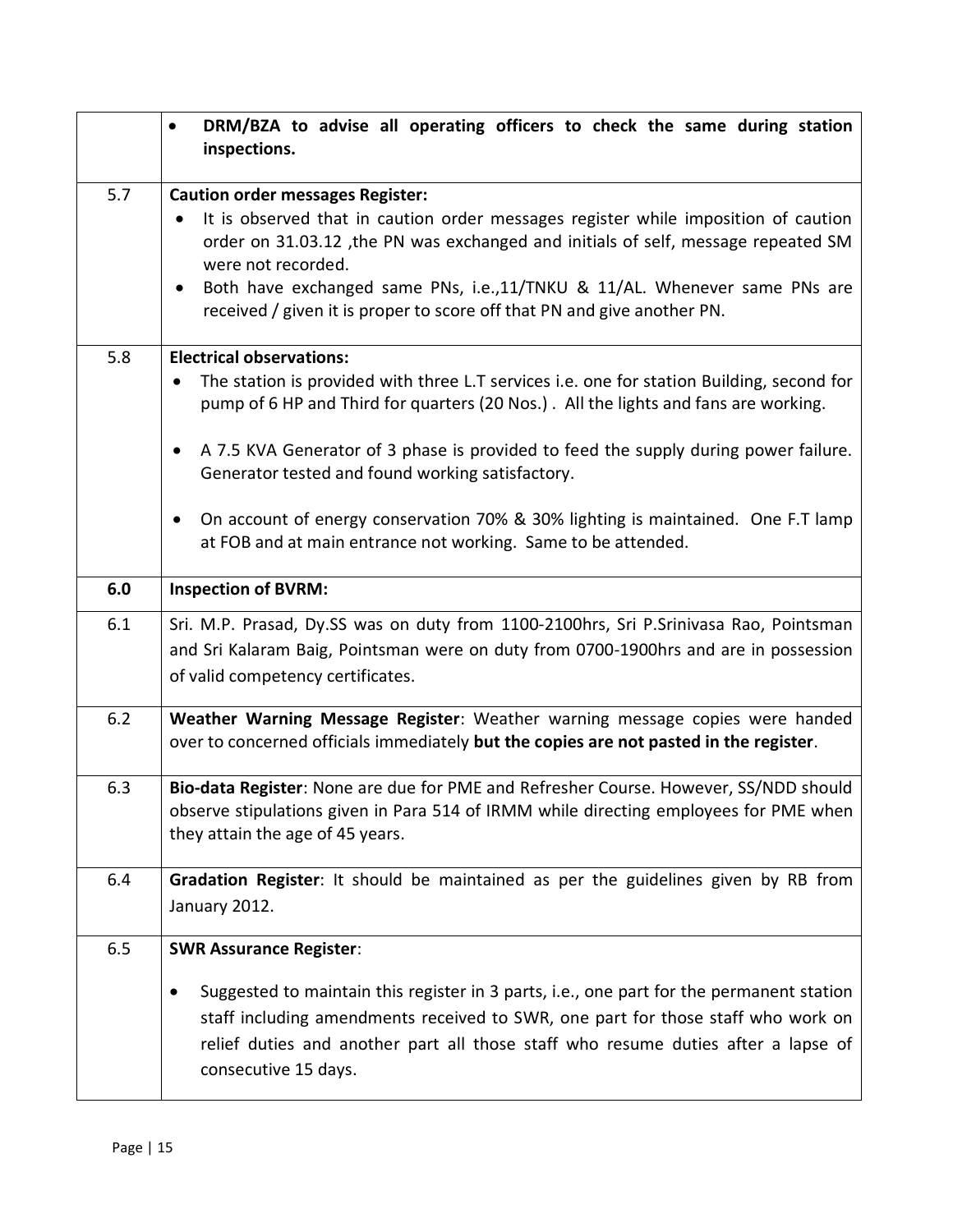| | |
|---|---|
| | • **DRM/BZA to advise all operating officers to check the same during station inspections.** |
| 5.7 | **Caution order messages Register:**<br>• It is observed that in caution order messages register while imposition of caution order on 31.03.12 ,the PN was exchanged and initials of self, message repeated SM were not recorded.<br>• Both have exchanged same PNs, i.e.,11/TNKU & 11/AL. Whenever same PNs are received / given it is proper to score off that PN and give another PN. |
| 5.8 | **Electrical observations:**<br>• The station is provided with three L.T services i.e. one for station Building, second for pump of 6 HP and Third for quarters (20 Nos.) . All the lights and fans are working.<br>• A 7.5 KVA Generator of 3 phase is provided to feed the supply during power failure. Generator tested and found working satisfactory.<br>• On account of energy conservation 70% & 30% lighting is maintained. One F.T lamp at FOB and at main entrance not working. Same to be attended. |
| **6.0** | **Inspection of BVRM:** |
| 6.1 | Sri. M.P. Prasad, Dy.SS was on duty from 1100-2100hrs, Sri P.Srinivasa Rao, Pointsman and Sri Kalaram Baig, Pointsman were on duty from 0700-1900hrs and are in possession of valid competency certificates. |
| 6.2 | **Weather Warning Message Register**: Weather warning message copies were handed over to concerned officials immediately **but the copies are not pasted in the register**. |
| 6.3 | **Bio-data Register**: None are due for PME and Refresher Course. However, SS/NDD should observe stipulations given in Para 514 of IRMM while directing employees for PME when they attain the age of 45 years. |
| 6.4 | **Gradation Register**: It should be maintained as per the guidelines given by RB from January 2012. |
| 6.5 | **SWR Assurance Register**:<br>• Suggested to maintain this register in 3 parts, i.e., one part for the permanent station staff including amendments received to SWR, one part for those staff who work on relief duties and another part all those staff who resume duties after a lapse of consecutive 15 days. |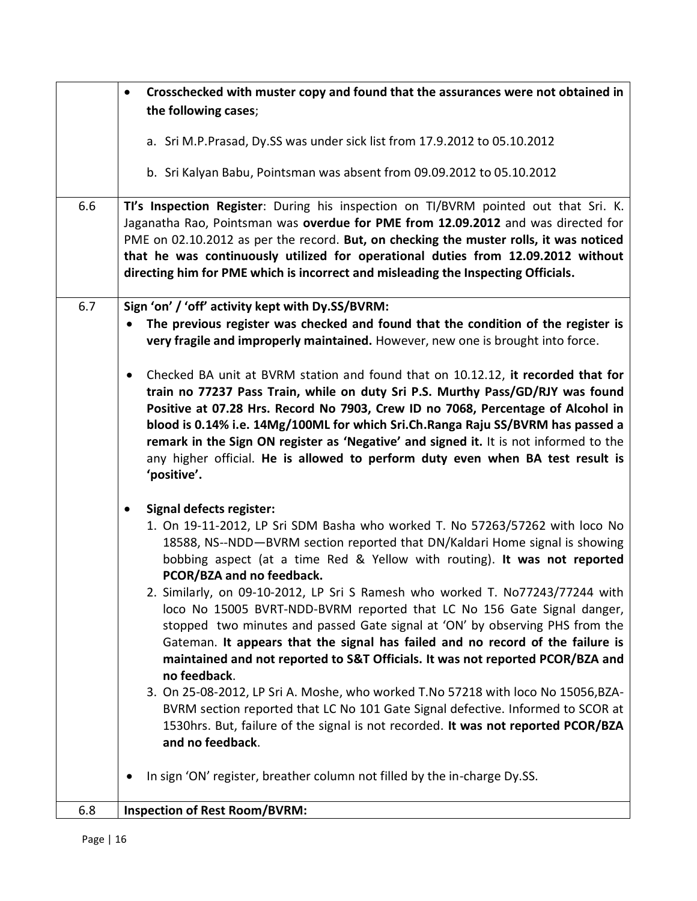| | |
|---|---|
| | • **Crosschecked with muster copy and found that the assurances were not obtained in the following cases**;<br><br>a. Sri M.P.Prasad, Dy.SS was under sick list from 17.9.2012 to 05.10.2012<br><br>b. Sri Kalyan Babu, Pointsman was absent from 09.09.2012 to 05.10.2012 |
| 6.6 | **TI's Inspection Register**: During his inspection on TI/BVRM pointed out that Sri. K. Jaganatha Rao, Pointsman was **overdue for PME from 12.09.2012** and was directed for PME on 02.10.2012 as per the record. **But, on checking the muster rolls, it was noticed that he was continuously utilized for operational duties from 12.09.2012 without directing him for PME which is incorrect and misleading the Inspecting Officials.** |
| 6.7 | **Sign 'on' / 'off' activity kept with Dy.SS/BVRM:**<br>• **The previous register was checked and found that the condition of the register is very fragile and improperly maintained.** However, new one is brought into force.<br><br>• Checked BA unit at BVRM station and found that on 10.12.12, **it recorded that for train no 77237 Pass Train, while on duty Sri P.S. Murthy Pass/GD/RJY was found Positive at 07.28 Hrs. Record No 7903, Crew ID no 7068, Percentage of Alcohol in blood is 0.14% i.e. 14Mg/100ML for which Sri.Ch.Ranga Raju SS/BVRM has passed a remark in the Sign ON register as 'Negative' and signed it.** It is not informed to the any higher official. **He is allowed to perform duty even when BA test result is 'positive'.**<br><br>• **Signal defects register:**<br>1. On 19-11-2012, LP Sri SDM Basha who worked T. No 57263/57262 with loco No 18588, NS--NDD—BVRM section reported that DN/Kaldari Home signal is showing bobbing aspect (at a time Red & Yellow with routing). **It was not reported PCOR/BZA and no feedback.**<br>2. Similarly, on 09-10-2012, LP Sri S Ramesh who worked T. No77243/77244 with loco No 15005 BVRT-NDD-BVRM reported that LC No 156 Gate Signal danger, stopped two minutes and passed Gate signal at 'ON' by observing PHS from the Gateman. **It appears that the signal has failed and no record of the failure is maintained and not reported to S&T Officials. It was not reported PCOR/BZA and no feedback**.<br>3. On 25-08-2012, LP Sri A. Moshe, who worked T.No 57218 with loco No 15056,BZA-BVRM section reported that LC No 101 Gate Signal defective. Informed to SCOR at 1530hrs. But, failure of the signal is not recorded. **It was not reported PCOR/BZA and no feedback**.<br><br>• In sign 'ON' register, breather column not filled by the in-charge Dy.SS. |
| 6.8 | **Inspection of Rest Room/BVRM:** |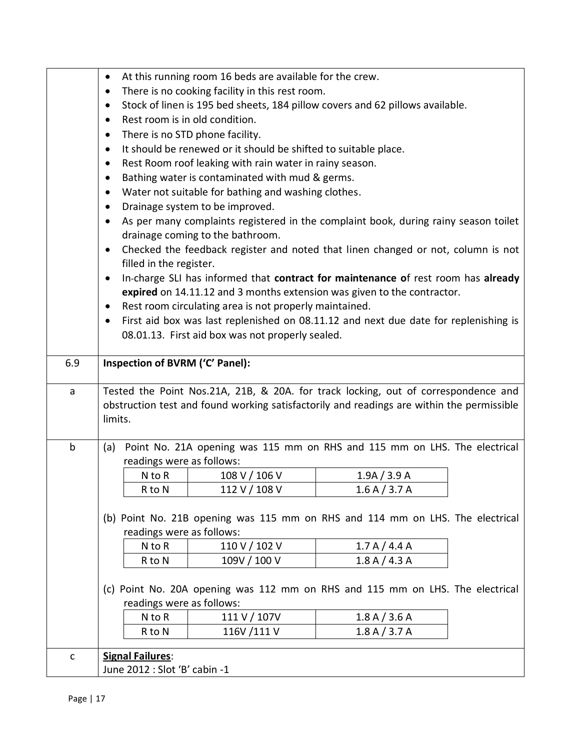| | |
|---|---|
| | • At this running room 16 beds are available for the crew.<br>• There is no cooking facility in this rest room.<br>• Stock of linen is 195 bed sheets, 184 pillow covers and 62 pillows available.<br>• Rest room is in old condition.<br>• There is no STD phone facility.<br>• It should be renewed or it should be shifted to suitable place.<br>• Rest Room roof leaking with rain water in rainy season.<br>• Bathing water is contaminated with mud & germs.<br>• Water not suitable for bathing and washing clothes.<br>• Drainage system to be improved.<br>• As per many complaints registered in the complaint book, during rainy season toilet drainage coming to the bathroom.<br>• Checked the feedback register and noted that linen changed or not, column is not filled in the register.<br>• In-charge SLI has informed that **contract for maintenance o**f rest room has **already expired** on 14.11.12 and 3 months extension was given to the contractor.<br>• Rest room circulating area is not properly maintained.<br>• First aid box was last replenished on 08.11.12 and next due date for replenishing is 08.01.13. First aid box was not properly sealed. |
| 6.9 | **Inspection of BVRM ('C' Panel):** |
| a | Tested the Point Nos.21A, 21B, & 20A. for track locking, out of correspondence and obstruction test and found working satisfactorily and readings are within the permissible limits. |
| b | (a) Point No. 21A opening was 115 mm on RHS and 115 mm on LHS. The electrical readings were as follows:<br>N to R — 108 V / 106 V — 1.9A / 3.9 A<br>R to N — 112 V / 108 V — 1.6 A / 3.7 A<br><br>(b) Point No. 21B opening was 115 mm on RHS and 114 mm on LHS. The electrical readings were as follows:<br>N to R — 110 V / 102 V — 1.7 A / 4.4 A<br>R to N — 109V / 100 V — 1.8 A / 4.3 A<br><br>(c) Point No. 20A opening was 112 mm on RHS and 115 mm on LHS. The electrical readings were as follows:<br>N to R — 111 V / 107V — 1.8 A / 3.6 A<br>R to N — 116V /111 V — 1.8 A / 3.7 A |
| c | **Signal Failures**:<br>June 2012 : Slot 'B' cabin -1 |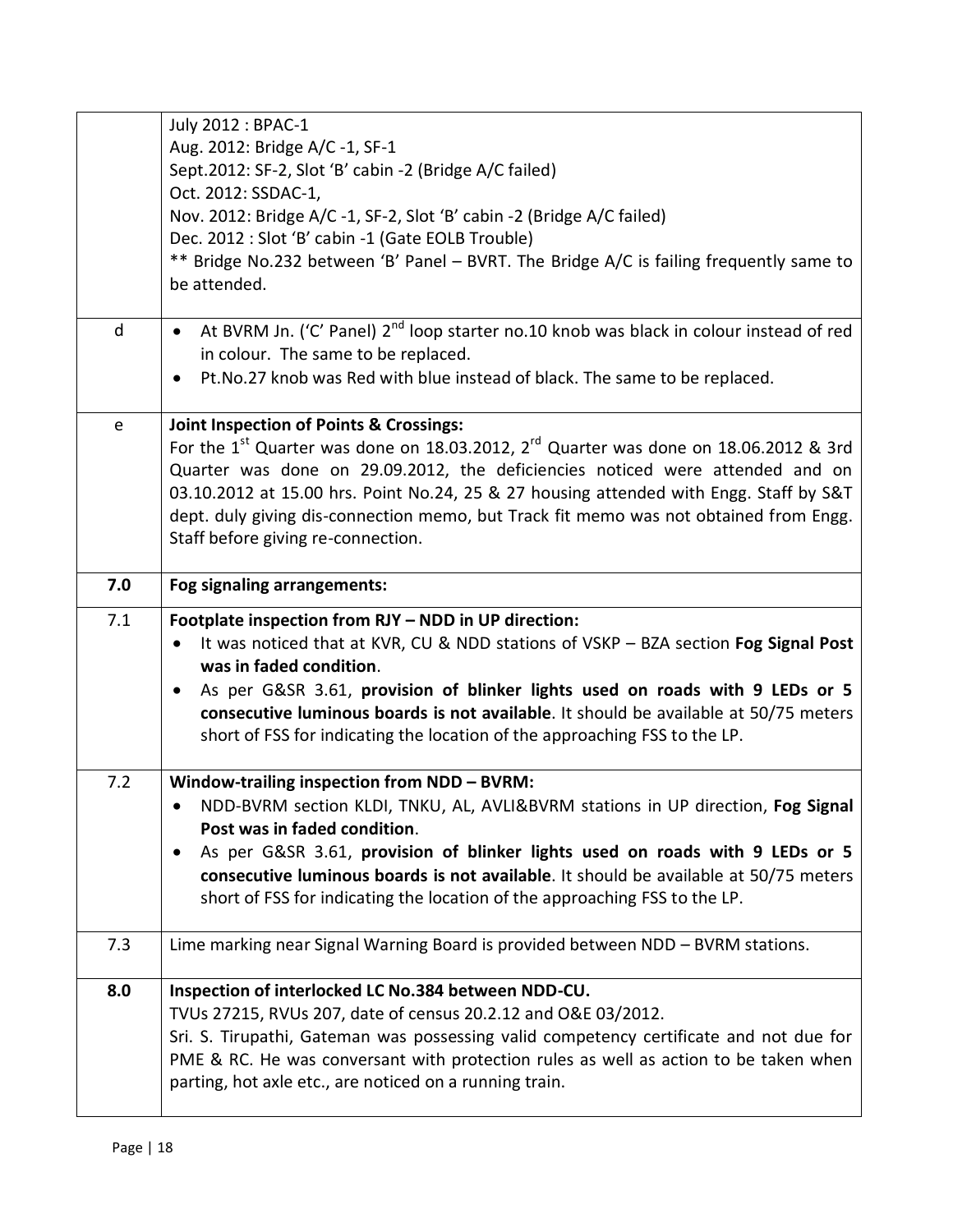| | |
|---|---|
| | July 2012 : BPAC-1<br>Aug. 2012: Bridge A/C -1, SF-1<br>Sept.2012: SF-2, Slot 'B' cabin -2 (Bridge A/C failed)<br>Oct. 2012: SSDAC-1,<br>Nov. 2012: Bridge A/C -1, SF-2, Slot 'B' cabin -2 (Bridge A/C failed)<br>Dec. 2012 : Slot 'B' cabin -1 (Gate EOLB Trouble)<br>** Bridge No.232 between 'B' Panel – BVRT. The Bridge A/C is failing frequently same to be attended. |
| d | • At BVRM Jn. ('C' Panel) 2nd loop starter no.10 knob was black in colour instead of red in colour. The same to be replaced.<br>• Pt.No.27 knob was Red with blue instead of black. The same to be replaced. |
| e | **Joint Inspection of Points & Crossings:**<br>For the 1st Quarter was done on 18.03.2012, 2rd Quarter was done on 18.06.2012 & 3rd Quarter was done on 29.09.2012, the deficiencies noticed were attended and on 03.10.2012 at 15.00 hrs. Point No.24, 25 & 27 housing attended with Engg. Staff by S&T dept. duly giving dis-connection memo, but Track fit memo was not obtained from Engg. Staff before giving re-connection. |
| **7.0** | **Fog signaling arrangements:** |
| 7.1 | **Footplate inspection from RJY – NDD in UP direction:**<br>• It was noticed that at KVR, CU & NDD stations of VSKP – BZA section **Fog Signal Post was in faded condition**.<br>• As per G&SR 3.61, **provision of blinker lights used on roads with 9 LEDs or 5 consecutive luminous boards is not available**. It should be available at 50/75 meters short of FSS for indicating the location of the approaching FSS to the LP. |
| 7.2 | **Window-trailing inspection from NDD – BVRM:**<br>• NDD-BVRM section KLDI, TNKU, AL, AVLI&BVRM stations in UP direction, **Fog Signal Post was in faded condition**.<br>• As per G&SR 3.61, **provision of blinker lights used on roads with 9 LEDs or 5 consecutive luminous boards is not available**. It should be available at 50/75 meters short of FSS for indicating the location of the approaching FSS to the LP. |
| 7.3 | Lime marking near Signal Warning Board is provided between NDD – BVRM stations. |
| **8.0** | **Inspection of interlocked LC No.384 between NDD-CU.**<br>TVUs 27215, RVUs 207, date of census 20.2.12 and O&E 03/2012.<br>Sri. S. Tirupathi, Gateman was possessing valid competency certificate and not due for PME & RC. He was conversant with protection rules as well as action to be taken when parting, hot axle etc., are noticed on a running train. |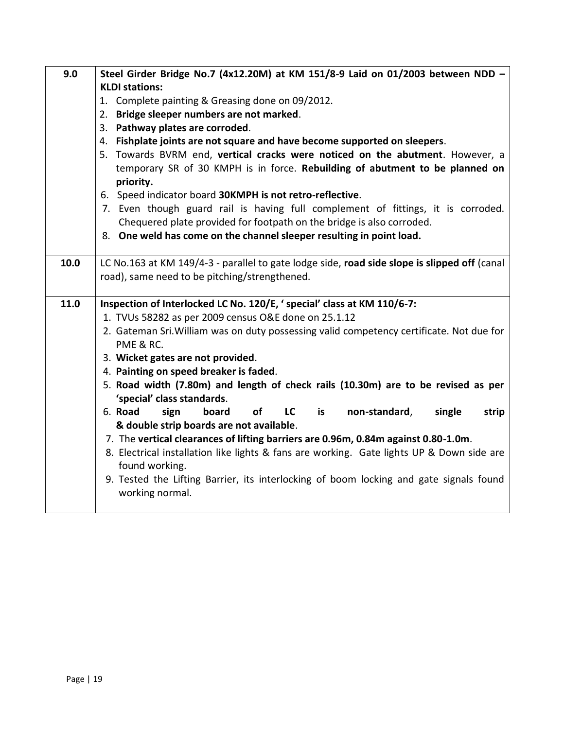| | |
|---|---|
| 9.0 | **Steel Girder Bridge No.7 (4x12.20M) at KM 151/8-9 Laid on 01/2003 between NDD – KLDI stations:**<br>1. Complete painting & Greasing done on 09/2012.<br>2. **Bridge sleeper numbers are not marked**.<br>3. **Pathway plates are corroded**.<br>4. **Fishplate joints are not square and have become supported on sleepers**.<br>5. Towards BVRM end, **vertical cracks were noticed on the abutment**. However, a temporary SR of 30 KMPH is in force. **Rebuilding of abutment to be planned on priority.**<br>6. Speed indicator board **30KMPH is not retro-reflective**.<br>7. Even though guard rail is having full complement of fittings, it is corroded. Chequered plate provided for footpath on the bridge is also corroded.<br>8. **One weld has come on the channel sleeper resulting in point load.** |
| 10.0 | LC No.163 at KM 149/4-3 - parallel to gate lodge side, **road side slope is slipped off** (canal road), same need to be pitching/strengthened. |
| 11.0 | **Inspection of Interlocked LC No. 120/E, ' special' class at KM 110/6-7:**<br>1. TVUs 58282 as per 2009 census O&E done on 25.1.12<br>2. Gateman Sri.William was on duty possessing valid competency certificate. Not due for PME & RC.<br>3. **Wicket gates are not provided**.<br>4. **Painting on speed breaker is faded**.<br>5. **Road width (7.80m) and length of check rails (10.30m) are to be revised as per 'special' class standards**.<br>6. **Road sign board of LC is non-standard**, **single strip & double strip boards are not available**.<br>7. The **vertical clearances of lifting barriers are 0.96m, 0.84m against 0.80-1.0m**.<br>8. Electrical installation like lights & fans are working. Gate lights UP & Down side are found working.<br>9. Tested the Lifting Barrier, its interlocking of boom locking and gate signals found working normal. |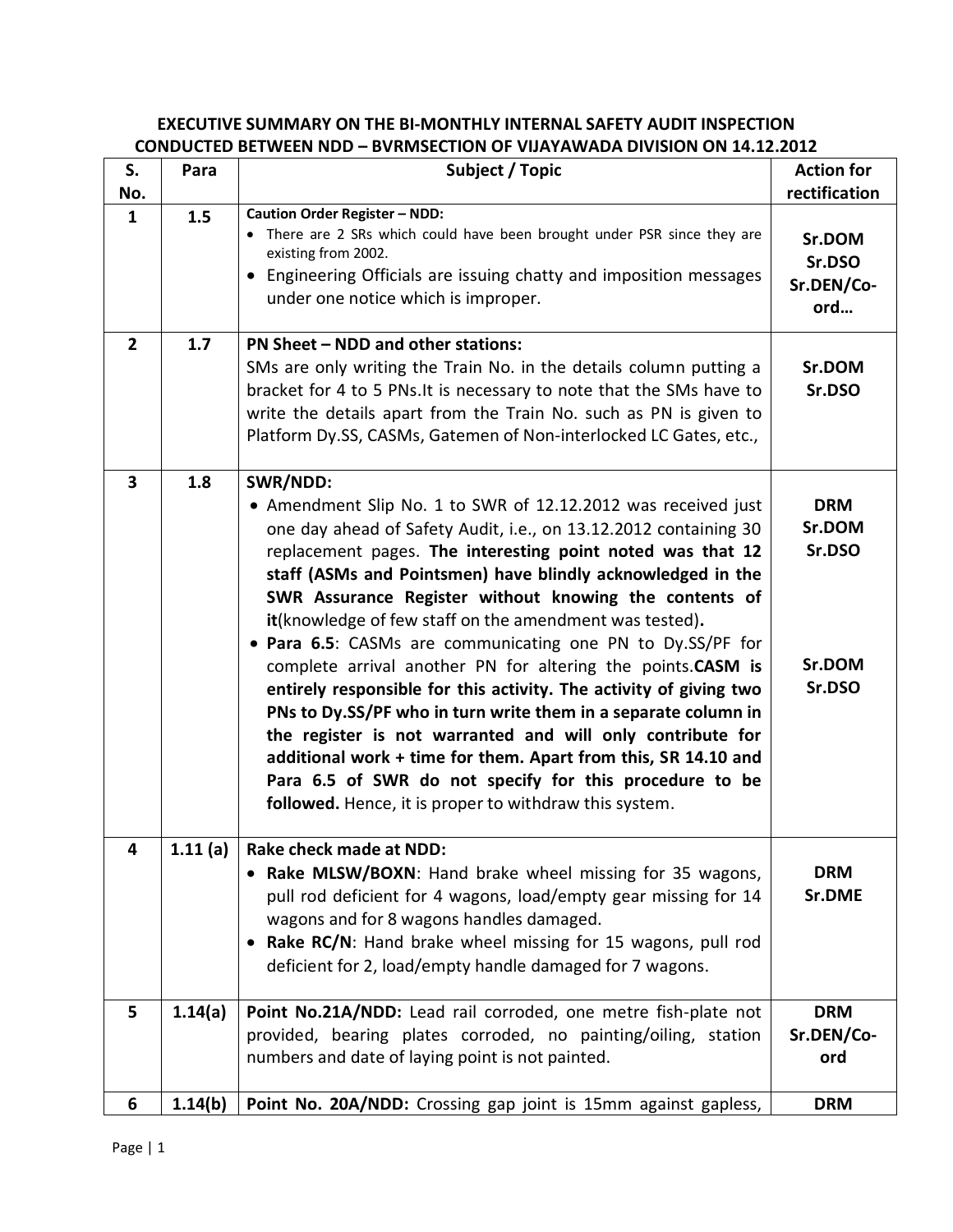## EXECUTIVE SUMMARY ON THE BI-MONTHLY INTERNAL SAFETY AUDIT INSPECTION CONDUCTED BETWEEN NDD – BVRMSECTION OF VIJAYAWADA DIVISION ON 14.12.2012

| S. No. | Para | Subject / Topic | Action for rectification |
|---|---|---|---|
| 1 | 1.5 | **Caution Order Register – NDD:**<br>• There are 2 SRs which could have been brought under PSR since they are existing from 2002.<br>• Engineering Officials are issuing chatty and imposition messages under one notice which is improper. | Sr.DOM<br>Sr.DSO<br>Sr.DEN/Co-ord… |
| 2 | 1.7 | **PN Sheet – NDD and other stations:**<br>SMs are only writing the Train No. in the details column putting a bracket for 4 to 5 PNs.It is necessary to note that the SMs have to write the details apart from the Train No. such as PN is given to Platform Dy.SS, CASMs, Gatemen of Non-interlocked LC Gates, etc., | Sr.DOM<br>Sr.DSO |
| 3 | 1.8 | **SWR/NDD:**<br>• Amendment Slip No. 1 to SWR of 12.12.2012 was received just one day ahead of Safety Audit, i.e., on 13.12.2012 containing 30 replacement pages. **The interesting point noted was that 12 staff (ASMs and Pointsmen) have blindly acknowledged in the SWR Assurance Register without knowing the contents of it**(knowledge of few staff on the amendment was tested)**.**<br>• **Para 6.5**: CASMs are communicating one PN to Dy.SS/PF for complete arrival another PN for altering the points.**CASM is entirely responsible for this activity. The activity of giving two PNs to Dy.SS/PF who in turn write them in a separate column in the register is not warranted and will only contribute for additional work + time for them. Apart from this, SR 14.10 and Para 6.5 of SWR do not specify for this procedure to be followed.** Hence, it is proper to withdraw this system. | DRM<br>Sr.DOM<br>Sr.DSO<br><br>Sr.DOM<br>Sr.DSO |
| 4 | 1.11 (a) | **Rake check made at NDD:**<br>• **Rake MLSW/BOXN**: Hand brake wheel missing for 35 wagons, pull rod deficient for 4 wagons, load/empty gear missing for 14 wagons and for 8 wagons handles damaged.<br>• **Rake RC/N**: Hand brake wheel missing for 15 wagons, pull rod deficient for 2, load/empty handle damaged for 7 wagons. | DRM<br>Sr.DME |
| 5 | 1.14(a) | **Point No.21A/NDD:** Lead rail corroded, one metre fish-plate not provided, bearing plates corroded, no painting/oiling, station numbers and date of laying point is not painted. | DRM<br>Sr.DEN/Co-ord |
| 6 | 1.14(b) | **Point No. 20A/NDD:** Crossing gap joint is 15mm against gapless, | DRM |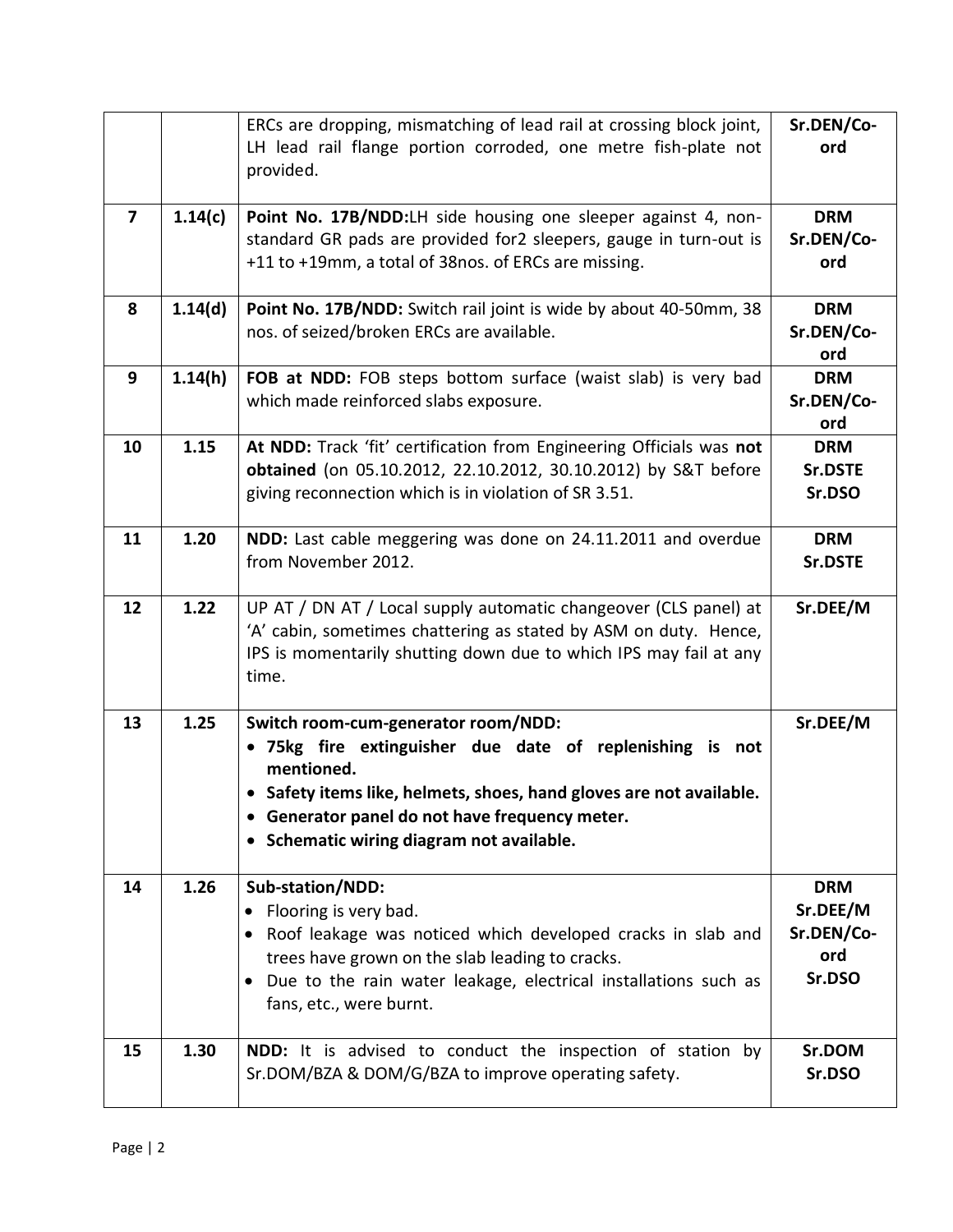| | | | |
|---|---|---|---|
| | | ERCs are dropping, mismatching of lead rail at crossing block joint, LH lead rail flange portion corroded, one metre fish-plate not provided. | **Sr.DEN/Co-ord** |
| **7** | **1.14(c)** | **Point No. 17B/NDD:** LH side housing one sleeper against 4, non-standard GR pads are provided for2 sleepers, gauge in turn-out is +11 to +19mm, a total of 38nos. of ERCs are missing. | **DRM Sr.DEN/Co-ord** |
| **8** | **1.14(d)** | **Point No. 17B/NDD:** Switch rail joint is wide by about 40-50mm, 38 nos. of seized/broken ERCs are available. | **DRM Sr.DEN/Co-ord** |
| **9** | **1.14(h)** | **FOB at NDD:** FOB steps bottom surface (waist slab) is very bad which made reinforced slabs exposure. | **DRM Sr.DEN/Co-ord** |
| **10** | **1.15** | **At NDD:** Track 'fit' certification from Engineering Officials was **not obtained** (on 05.10.2012, 22.10.2012, 30.10.2012) by S&T before giving reconnection which is in violation of SR 3.51. | **DRM Sr.DSTE Sr.DSO** |
| **11** | **1.20** | **NDD:** Last cable meggering was done on 24.11.2011 and overdue from November 2012. | **DRM Sr.DSTE** |
| **12** | **1.22** | UP AT / DN AT / Local supply automatic changeover (CLS panel) at 'A' cabin, sometimes chattering as stated by ASM on duty. Hence, IPS is momentarily shutting down due to which IPS may fail at any time. | **Sr.DEE/M** |
| **13** | **1.25** | **Switch room-cum-generator room/NDD:** <br>• **75kg fire extinguisher due date of replenishing is not mentioned.** <br>• **Safety items like, helmets, shoes, hand gloves are not available.** <br>• **Generator panel do not have frequency meter.** <br>• **Schematic wiring diagram not available.** | **Sr.DEE/M** |
| **14** | **1.26** | **Sub-station/NDD:** <br>• Flooring is very bad. <br>• Roof leakage was noticed which developed cracks in slab and trees have grown on the slab leading to cracks. <br>• Due to the rain water leakage, electrical installations such as fans, etc., were burnt. | **DRM Sr.DEE/M Sr.DEN/Co-ord Sr.DSO** |
| **15** | **1.30** | **NDD:** It is advised to conduct the inspection of station by Sr.DOM/BZA & DOM/G/BZA to improve operating safety. | **Sr.DOM Sr.DSO** |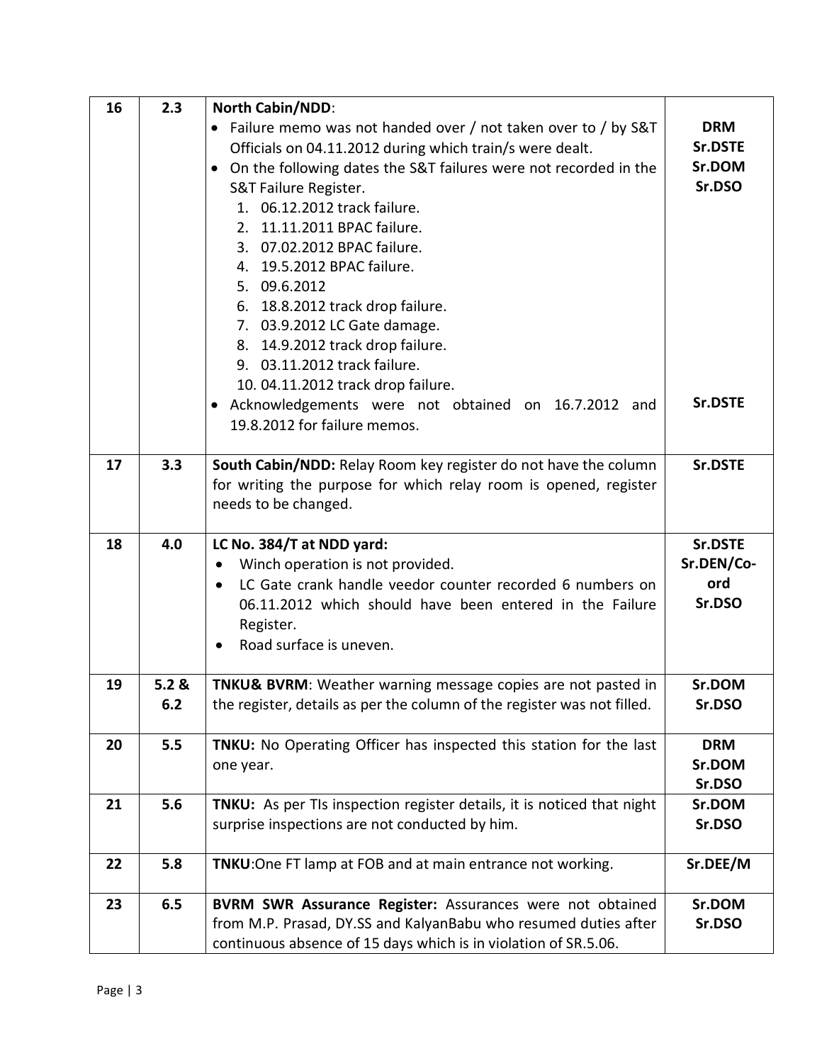| 16 | 2.3 | **North Cabin/NDD**:<br>• Failure memo was not handed over / not taken over to / by S&T Officials on 04.11.2012 during which train/s were dealt.<br>• On the following dates the S&T failures were not recorded in the S&T Failure Register.<br>1. 06.12.2012 track failure.<br>2. 11.11.2011 BPAC failure.<br>3. 07.02.2012 BPAC failure.<br>4. 19.5.2012 BPAC failure.<br>5. 09.6.2012<br>6. 18.8.2012 track drop failure.<br>7. 03.9.2012 LC Gate damage.<br>8. 14.9.2012 track drop failure.<br>9. 03.11.2012 track failure.<br>10. 04.11.2012 track drop failure.<br>• Acknowledgements were not obtained on 16.7.2012 and 19.8.2012 for failure memos. | **DRM**<br>**Sr.DSTE**<br>**Sr.DOM**<br>**Sr.DSO**<br><br><br><br><br><br><br><br><br><br><br>**Sr.DSTE** |
|---|---|---|---|
| 17 | 3.3 | **South Cabin/NDD:** Relay Room key register do not have the column for writing the purpose for which relay room is opened, register needs to be changed. | **Sr.DSTE** |
| 18 | 4.0 | **LC No. 384/T at NDD yard:**<br>• Winch operation is not provided.<br>• LC Gate crank handle veedor counter recorded 6 numbers on 06.11.2012 which should have been entered in the Failure Register.<br>• Road surface is uneven. | **Sr.DSTE**<br>**Sr.DEN/Co-ord**<br>**Sr.DSO** |
| 19 | 5.2 & 6.2 | **TNKU& BVRM**: Weather warning message copies are not pasted in the register, details as per the column of the register was not filled. | **Sr.DOM**<br>**Sr.DSO** |
| 20 | 5.5 | **TNKU:** No Operating Officer has inspected this station for the last one year. | **DRM**<br>**Sr.DOM**<br>**Sr.DSO** |
| 21 | 5.6 | **TNKU:** As per TIs inspection register details, it is noticed that night surprise inspections are not conducted by him. | **Sr.DOM**<br>**Sr.DSO** |
| 22 | 5.8 | **TNKU**:One FT lamp at FOB and at main entrance not working. | **Sr.DEE/M** |
| 23 | 6.5 | **BVRM SWR Assurance Register:** Assurances were not obtained from M.P. Prasad, DY.SS and KalyanBabu who resumed duties after continuous absence of 15 days which is in violation of SR.5.06. | **Sr.DOM**<br>**Sr.DSO** |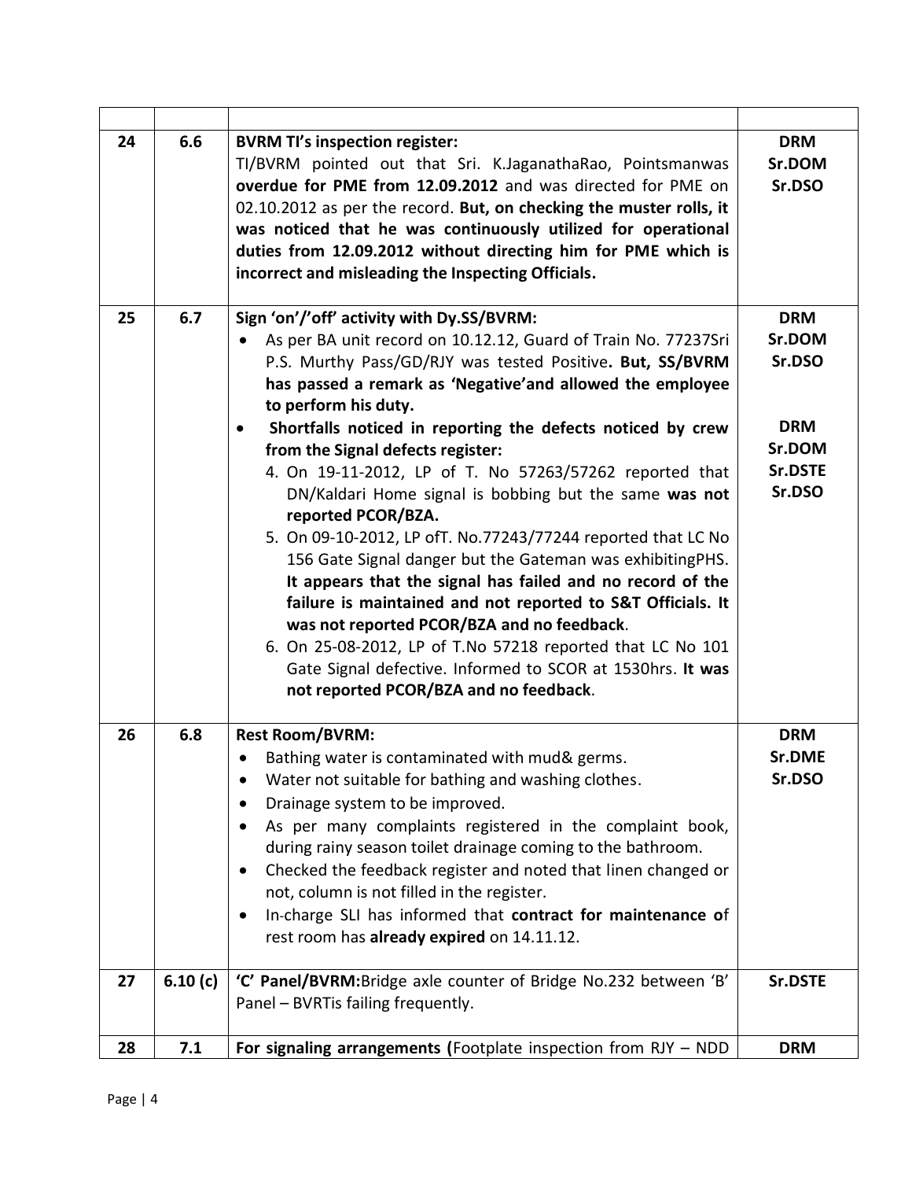| | | | |
|---|---|---|---|
| 24 | 6.6 | **BVRM TI's inspection register:**<br>TI/BVRM pointed out that Sri. K.JaganathaRao, Pointsmanwas **overdue for PME from 12.09.2012** and was directed for PME on 02.10.2012 as per the record. **But, on checking the muster rolls, it was noticed that he was continuously utilized for operational duties from 12.09.2012 without directing him for PME which is incorrect and misleading the Inspecting Officials.** | **DRM**<br>**Sr.DOM**<br>**Sr.DSO** |
| 25 | 6.7 | **Sign 'on'/'off' activity with Dy.SS/BVRM:**<br>• As per BA unit record on 10.12.12, Guard of Train No. 77237Sri P.S. Murthy Pass/GD/RJY was tested Positive**. But, SS/BVRM has passed a remark as 'Negative'and allowed the employee to perform his duty.**<br>• **Shortfalls noticed in reporting the defects noticed by crew from the Signal defects register:**<br>4. On 19-11-2012, LP of T. No 57263/57262 reported that DN/Kaldari Home signal is bobbing but the same **was not reported PCOR/BZA.**<br>5. On 09-10-2012, LP ofT. No.77243/77244 reported that LC No 156 Gate Signal danger but the Gateman was exhibitingPHS. **It appears that the signal has failed and no record of the failure is maintained and not reported to S&T Officials. It was not reported PCOR/BZA and no feedback**.<br>6. On 25-08-2012, LP of T.No 57218 reported that LC No 101 Gate Signal defective. Informed to SCOR at 1530hrs. **It was not reported PCOR/BZA and no feedback**. | **DRM**<br>**Sr.DOM**<br>**Sr.DSO**<br><br>**DRM**<br>**Sr.DOM**<br>**Sr.DSTE**<br>**Sr.DSO** |
| 26 | 6.8 | **Rest Room/BVRM:**<br>• Bathing water is contaminated with mud& germs.<br>• Water not suitable for bathing and washing clothes.<br>• Drainage system to be improved.<br>• As per many complaints registered in the complaint book, during rainy season toilet drainage coming to the bathroom.<br>• Checked the feedback register and noted that linen changed or not, column is not filled in the register.<br>• In-charge SLI has informed that **contract for maintenance o**f rest room has **already expired** on 14.11.12. | **DRM**<br>**Sr.DME**<br>**Sr.DSO** |
| 27 | 6.10 (c) | **'C' Panel/BVRM:**Bridge axle counter of Bridge No.232 between 'B' Panel – BVRTis failing frequently. | **Sr.DSTE** |
| 28 | 7.1 | **For signaling arrangements (**Footplate inspection from RJY – NDD | **DRM** |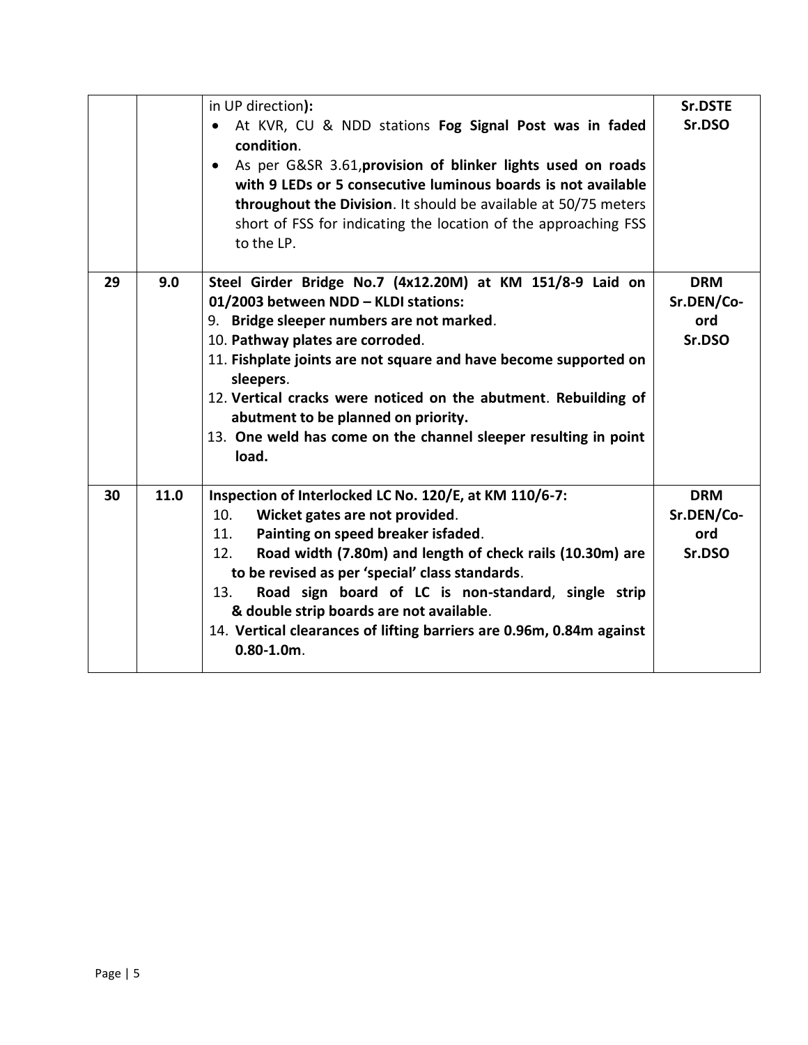| | | | |
|---|---|---|---|
| | | in UP direction**):**<br>• At KVR, CU & NDD stations **Fog Signal Post was in faded condition**.<br>• As per G&SR 3.61,**provision of blinker lights used on roads with 9 LEDs or 5 consecutive luminous boards is not available throughout the Division**. It should be available at 50/75 meters short of FSS for indicating the location of the approaching FSS to the LP. | **Sr.DSTE**<br>**Sr.DSO** |
| **29** | **9.0** | **Steel Girder Bridge No.7 (4x12.20M) at KM 151/8-9 Laid on 01/2003 between NDD – KLDI stations:**<br>9. **Bridge sleeper numbers are not marked**.<br>10. **Pathway plates are corroded**.<br>11. **Fishplate joints are not square and have become supported on sleepers**.<br>12. **Vertical cracks were noticed on the abutment**. **Rebuilding of abutment to be planned on priority.**<br>13. **One weld has come on the channel sleeper resulting in point load.** | **DRM**<br>**Sr.DEN/Co-ord**<br>**Sr.DSO** |
| **30** | **11.0** | **Inspection of Interlocked LC No. 120/E, at KM 110/6-7:**<br>10. **Wicket gates are not provided**.<br>11. **Painting on speed breaker isfaded**.<br>12. **Road width (7.80m) and length of check rails (10.30m) are to be revised as per 'special' class standards**.<br>13. **Road sign board of LC is non-standard**, **single strip & double strip boards are not available**.<br>14. **Vertical clearances of lifting barriers are 0.96m, 0.84m against 0.80-1.0m**. | **DRM**<br>**Sr.DEN/Co-ord**<br>**Sr.DSO** |